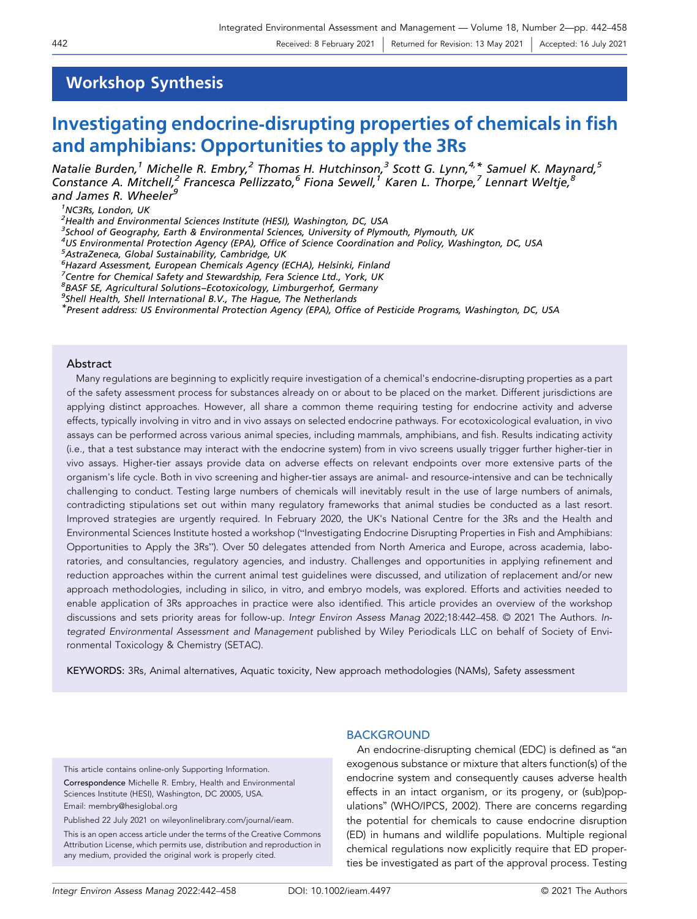Workshop Synthesis

# Investigating endocrine-disrupting properties of chemicals in fish and amphibians: Opportunities to apply the 3Rs

*Natalie Burden,[1] Michelle R. Embry,[2] Thomas H. Hutchinson,[3] Scott G. Lynn,[4,*] Samuel K. Maynard,[5] Constance A. Mitchell,[2] Francesca Pellizzato,[6] Fiona Sewell,[1] Karen L. Thorpe,[7] Lennart Weltje,[8] and James R. Wheeler[9]*

[1]NC3Rs, London, UK
[2]Health and Environmental Sciences Institute (HESI), Washington, DC, USA
[3]School of Geography, Earth & Environmental Sciences, University of Plymouth, Plymouth, UK
[4]US Environmental Protection Agency (EPA), Office of Science Coordination and Policy, Washington, DC, USA
[5]AstraZeneca, Global Sustainability, Cambridge, UK
[6]Hazard Assessment, European Chemicals Agency (ECHA), Helsinki, Finland
[7]Centre for Chemical Safety and Stewardship, Fera Science Ltd., York, UK
[8]BASF SE, Agricultural Solutions–Ecotoxicology, Limburgerhof, Germany
[9]Shell Health, Shell International B.V., The Hague, The Netherlands
[*]Present address: US Environmental Protection Agency (EPA), Office of Pesticide Programs, Washington, DC, USA

Received: 8 February 2021 | Returned for Revision: 13 May 2021 | Accepted: 16 July 2021

## Abstract

Many regulations are beginning to explicitly require investigation of a chemical's endocrine-disrupting properties as a part of the safety assessment process for substances already on or about to be placed on the market. Different jurisdictions are applying distinct approaches. However, all share a common theme requiring testing for endocrine activity and adverse effects, typically involving in vitro and in vivo assays on selected endocrine pathways. For ecotoxicological evaluation, in vivo assays can be performed across various animal species, including mammals, amphibians, and fish. Results indicating activity (i.e., that a test substance may interact with the endocrine system) from in vivo screens usually trigger further higher-tier in vivo assays. Higher-tier assays provide data on adverse effects on relevant endpoints over more extensive parts of the organism's life cycle. Both in vivo screening and higher-tier assays are animal- and resource-intensive and can be technically challenging to conduct. Testing large numbers of chemicals will inevitably result in the use of large numbers of animals, contradicting stipulations set out within many regulatory frameworks that animal studies be conducted as a last resort. Improved strategies are urgently required. In February 2020, the UK's National Centre for the 3Rs and the Health and Environmental Sciences Institute hosted a workshop ("Investigating Endocrine Disrupting Properties in Fish and Amphibians: Opportunities to Apply the 3Rs"). Over 50 delegates attended from North America and Europe, across academia, laboratories, and consultancies, regulatory agencies, and industry. Challenges and opportunities in applying refinement and reduction approaches within the current animal test guidelines were discussed, and utilization of replacement and/or new approach methodologies, including in silico, in vitro, and embryo models, was explored. Efforts and activities needed to enable application of 3Rs approaches in practice were also identified. This article provides an overview of the workshop discussions and sets priority areas for follow-up. *Integr Environ Assess Manag* 2022;18:442–458. © 2021 The Authors. *Integrated Environmental Assessment and Management* published by Wiley Periodicals LLC on behalf of Society of Environmental Toxicology & Chemistry (SETAC).

**KEYWORDS:** 3Rs, Animal alternatives, Aquatic toxicity, New approach methodologies (NAMs), Safety assessment

## BACKGROUND

An endocrine-disrupting chemical (EDC) is defined as "an exogenous substance or mixture that alters function(s) of the endocrine system and consequently causes adverse health effects in an intact organism, or its progeny, or (sub)populations" (WHO/IPCS, 2002). There are concerns regarding the potential for chemicals to cause endocrine disruption (ED) in humans and wildlife populations. Multiple regional chemical regulations now explicitly require that ED properties be investigated as part of the approval process. Testing

This article contains online-only Supporting Information.

**Correspondence** Michelle R. Embry, Health and Environmental Sciences Institute (HESI), Washington, DC 20005, USA.
Email: membry@hesiglobal.org

Published 22 July 2021 on wileyonlinelibrary.com/journal/ieam.

This is an open access article under the terms of the Creative Commons Attribution License, which permits use, distribution and reproduction in any medium, provided the original work is properly cited.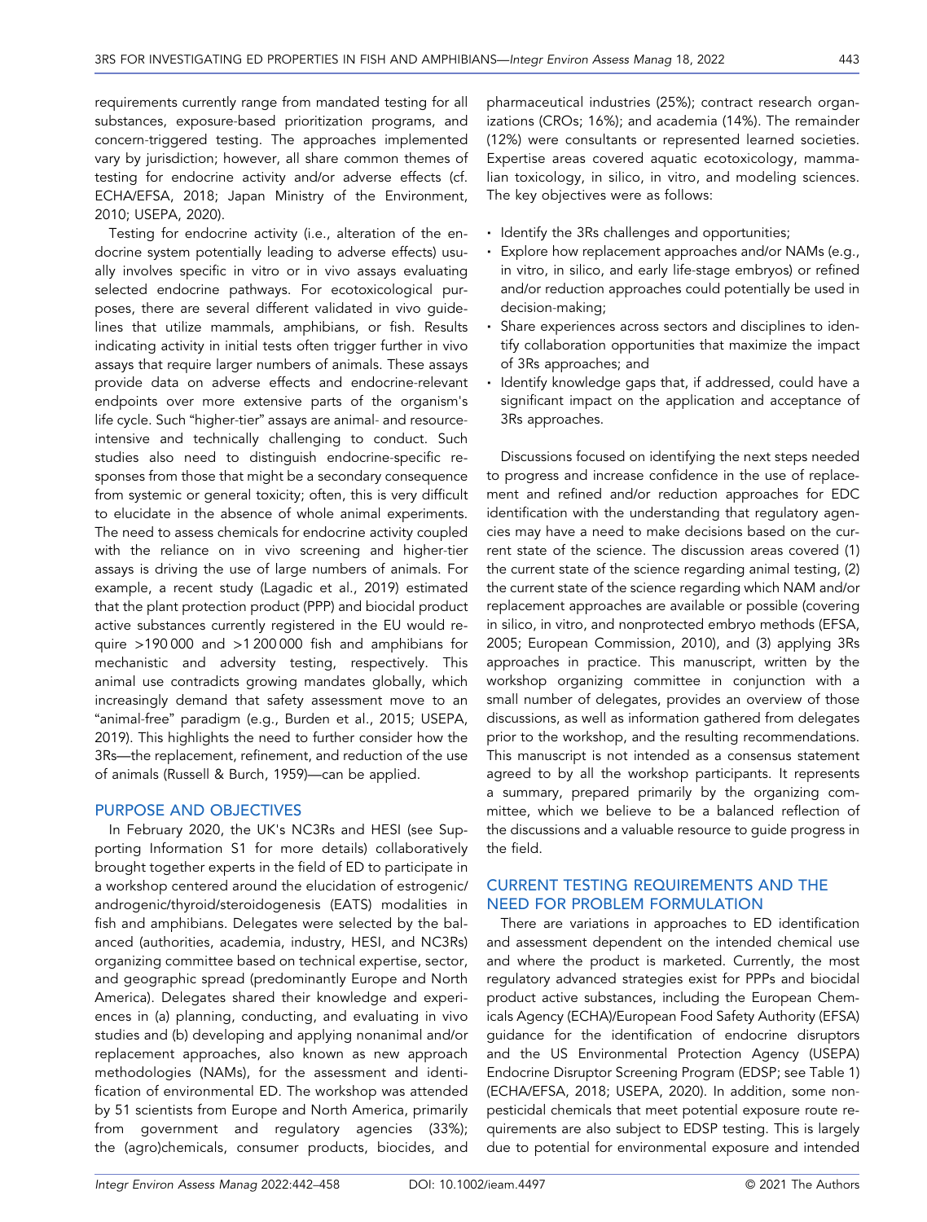requirements currently range from mandated testing for all substances, exposure-based prioritization programs, and concern-triggered testing. The approaches implemented vary by jurisdiction; however, all share common themes of testing for endocrine activity and/or adverse effects (cf. ECHA/EFSA, 2018; Japan Ministry of the Environment, 2010; USEPA, 2020).

Testing for endocrine activity (i.e., alteration of the endocrine system potentially leading to adverse effects) usually involves specific in vitro or in vivo assays evaluating selected endocrine pathways. For ecotoxicological purposes, there are several different validated in vivo guidelines that utilize mammals, amphibians, or fish. Results indicating activity in initial tests often trigger further in vivo assays that require larger numbers of animals. These assays provide data on adverse effects and endocrine-relevant endpoints over more extensive parts of the organism's life cycle. Such "higher-tier" assays are animal- and resource-intensive and technically challenging to conduct. Such studies also need to distinguish endocrine-specific responses from those that might be a secondary consequence from systemic or general toxicity; often, this is very difficult to elucidate in the absence of whole animal experiments. The need to assess chemicals for endocrine activity coupled with the reliance on in vivo screening and higher-tier assays is driving the use of large numbers of animals. For example, a recent study (Lagadic et al., 2019) estimated that the plant protection product (PPP) and biocidal product active substances currently registered in the EU would require >190 000 and >1 200 000 fish and amphibians for mechanistic and adversity testing, respectively. This animal use contradicts growing mandates globally, which increasingly demand that safety assessment move to an "animal-free" paradigm (e.g., Burden et al., 2015; USEPA, 2019). This highlights the need to further consider how the 3Rs—the replacement, refinement, and reduction of the use of animals (Russell & Burch, 1959)—can be applied.

## PURPOSE AND OBJECTIVES

In February 2020, the UK's NC3Rs and HESI (see Supporting Information S1 for more details) collaboratively brought together experts in the field of ED to participate in a workshop centered around the elucidation of estrogenic/androgenic/thyroid/steroidogenesis (EATS) modalities in fish and amphibians. Delegates were selected by the balanced (authorities, academia, industry, HESI, and NC3Rs) organizing committee based on technical expertise, sector, and geographic spread (predominantly Europe and North America). Delegates shared their knowledge and experiences in (a) planning, conducting, and evaluating in vivo studies and (b) developing and applying nonanimal and/or replacement approaches, also known as new approach methodologies (NAMs), for the assessment and identification of environmental ED. The workshop was attended by 51 scientists from Europe and North America, primarily from government and regulatory agencies (33%); the (agro)chemicals, consumer products, biocides, and pharmaceutical industries (25%); contract research organizations (CROs; 16%); and academia (14%). The remainder (12%) were consultants or represented learned societies. Expertise areas covered aquatic ecotoxicology, mammalian toxicology, in silico, in vitro, and modeling sciences. The key objectives were as follows:

- Identify the 3Rs challenges and opportunities;
- Explore how replacement approaches and/or NAMs (e.g., in vitro, in silico, and early life-stage embryos) or refined and/or reduction approaches could potentially be used in decision-making;
- Share experiences across sectors and disciplines to identify collaboration opportunities that maximize the impact of 3Rs approaches; and
- Identify knowledge gaps that, if addressed, could have a significant impact on the application and acceptance of 3Rs approaches.

Discussions focused on identifying the next steps needed to progress and increase confidence in the use of replacement and refined and/or reduction approaches for EDC identification with the understanding that regulatory agencies may have a need to make decisions based on the current state of the science. The discussion areas covered (1) the current state of the science regarding animal testing, (2) the current state of the science regarding which NAM and/or replacement approaches are available or possible (covering in silico, in vitro, and nonprotected embryo methods (EFSA, 2005; European Commission, 2010), and (3) applying 3Rs approaches in practice. This manuscript, written by the workshop organizing committee in conjunction with a small number of delegates, provides an overview of those discussions, as well as information gathered from delegates prior to the workshop, and the resulting recommendations. This manuscript is not intended as a consensus statement agreed to by all the workshop participants. It represents a summary, prepared primarily by the organizing committee, which we believe to be a balanced reflection of the discussions and a valuable resource to guide progress in the field.

## CURRENT TESTING REQUIREMENTS AND THE NEED FOR PROBLEM FORMULATION

There are variations in approaches to ED identification and assessment dependent on the intended chemical use and where the product is marketed. Currently, the most regulatory advanced strategies exist for PPPs and biocidal product active substances, including the European Chemicals Agency (ECHA)/European Food Safety Authority (EFSA) guidance for the identification of endocrine disruptors and the US Environmental Protection Agency (USEPA) Endocrine Disruptor Screening Program (EDSP; see Table 1) (ECHA/EFSA, 2018; USEPA, 2020). In addition, some nonpesticidal chemicals that meet potential exposure route requirements are also subject to EDSP testing. This is largely due to potential for environmental exposure and intended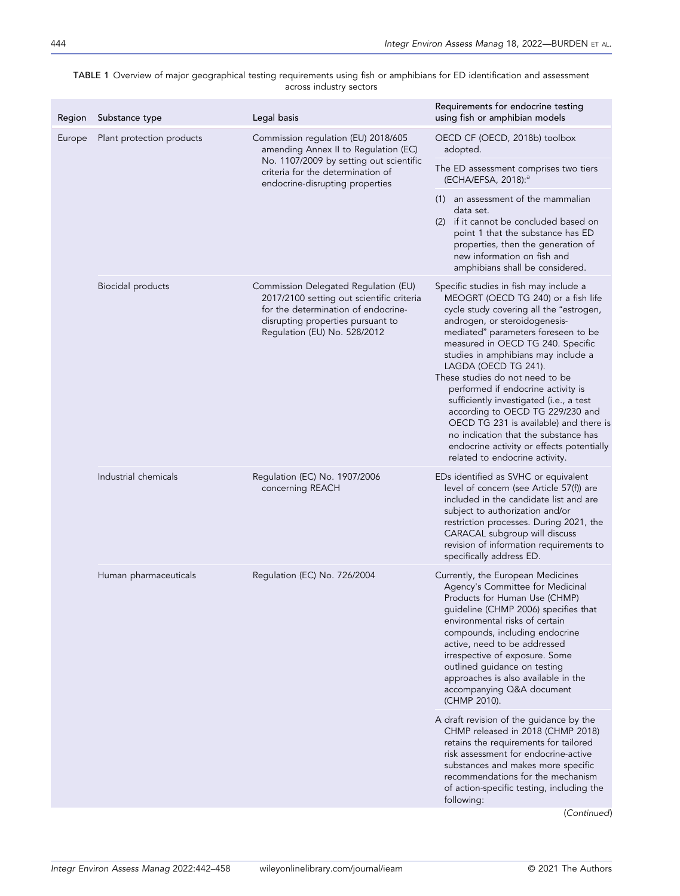TABLE 1 Overview of major geographical testing requirements using fish or amphibians for ED identification and assessment across industry sectors

| Region | Substance type | Legal basis | Requirements for endocrine testing using fish or amphibian models |
|---|---|---|---|
| Europe | Plant protection products | Commission regulation (EU) 2018/605 amending Annex II to Regulation (EC) No. 1107/2009 by setting out scientific criteria for the determination of endocrine-disrupting properties | OECD CF (OECD, 2018b) toolbox adopted. |
| | | | The ED assessment comprises two tiers (ECHA/EFSA, 2018):[a] |
| | | | (1) an assessment of the mammalian data set. (2) if it cannot be concluded based on point 1 that the substance has ED properties, then the generation of new information on fish and amphibians shall be considered. |
| | Biocidal products | Commission Delegated Regulation (EU) 2017/2100 setting out scientific criteria for the determination of endocrine-disrupting properties pursuant to Regulation (EU) No. 528/2012 | Specific studies in fish may include a MEOGRT (OECD TG 240) or a fish life cycle study covering all the "estrogen, androgen, or steroidogenesis-mediated" parameters foreseen to be measured in OECD TG 240. Specific studies in amphibians may include a LAGDA (OECD TG 241). These studies do not need to be performed if endocrine activity is sufficiently investigated (i.e., a test according to OECD TG 229/230 and OECD TG 231 is available) and there is no indication that the substance has endocrine activity or effects potentially related to endocrine activity. |
| | Industrial chemicals | Regulation (EC) No. 1907/2006 concerning REACH | EDs identified as SVHC or equivalent level of concern (see Article 57(f)) are included in the candidate list and are subject to authorization and/or restriction processes. During 2021, the CARACAL subgroup will discuss revision of information requirements to specifically address ED. |
| | Human pharmaceuticals | Regulation (EC) No. 726/2004 | Currently, the European Medicines Agency's Committee for Medicinal Products for Human Use (CHMP) guideline (CHMP 2006) specifies that environmental risks of certain compounds, including endocrine active, need to be addressed irrespective of exposure. Some outlined guidance on testing approaches is also available in the accompanying Q&A document (CHMP 2010). |
| | | | A draft revision of the guidance by the CHMP released in 2018 (CHMP 2018) retains the requirements for tailored risk assessment for endocrine-active substances and makes more specific recommendations for the mechanism of action-specific testing, including the following: |

(Continued)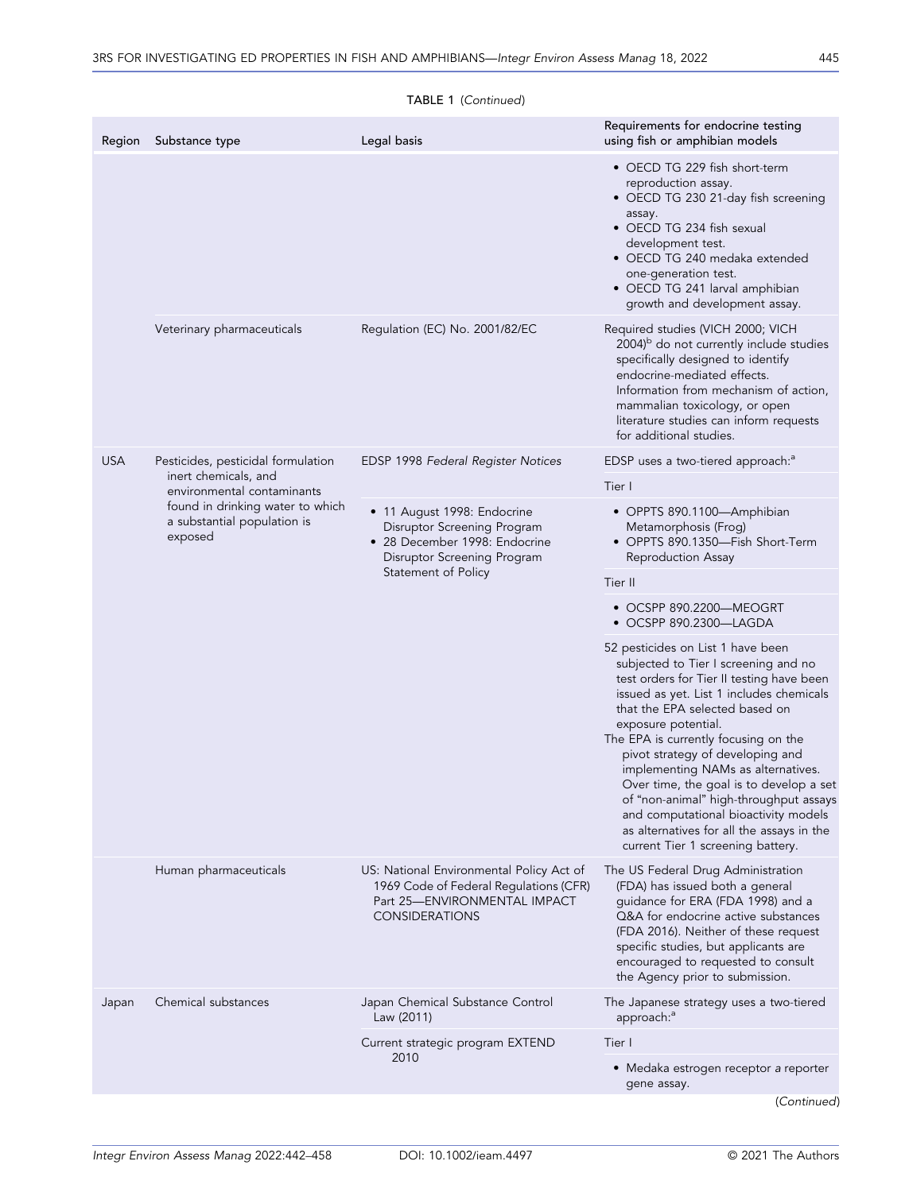TABLE 1 (Continued)

| Region | Substance type | Legal basis | Requirements for endocrine testing using fish or amphibian models |
|---|---|---|---|
| | | | • OECD TG 229 fish short-term reproduction assay. • OECD TG 230 21-day fish screening assay. • OECD TG 234 fish sexual development test. • OECD TG 240 medaka extended one-generation test. • OECD TG 241 larval amphibian growth and development assay. |
| | Veterinary pharmaceuticals | Regulation (EC) No. 2001/82/EC | Required studies (VICH 2000; VICH 2004)[b] do not currently include studies specifically designed to identify endocrine-mediated effects. Information from mechanism of action, mammalian toxicology, or open literature studies can inform requests for additional studies. |
| USA | Pesticides, pesticidal formulation inert chemicals, and environmental contaminants found in drinking water to which a substantial population is exposed | EDSP 1998 *Federal Register Notices* | EDSP uses a two-tiered approach:[a] |
| | | | Tier I |
| | | • 11 August 1998: Endocrine Disruptor Screening Program • 28 December 1998: Endocrine Disruptor Screening Program Statement of Policy | • OPPTS 890.1100—Amphibian Metamorphosis (Frog) • OPPTS 890.1350—Fish Short-Term Reproduction Assay |
| | | | Tier II |
| | | | • OCSPP 890.2200—MEOGRT • OCSPP 890.2300—LAGDA |
| | | | 52 pesticides on List 1 have been subjected to Tier I screening and no test orders for Tier II testing have been issued as yet. List 1 includes chemicals that the EPA selected based on exposure potential. The EPA is currently focusing on the pivot strategy of developing and implementing NAMs as alternatives. Over time, the goal is to develop a set of "non-animal" high-throughput assays and computational bioactivity models as alternatives for all the assays in the current Tier 1 screening battery. |
| | Human pharmaceuticals | US: National Environmental Policy Act of 1969 Code of Federal Regulations (CFR) Part 25—ENVIRONMENTAL IMPACT CONSIDERATIONS | The US Federal Drug Administration (FDA) has issued both a general guidance for ERA (FDA 1998) and a Q&A for endocrine active substances (FDA 2016). Neither of these request specific studies, but applicants are encouraged to requested to consult the Agency prior to submission. |
| Japan | Chemical substances | Japan Chemical Substance Control Law (2011) | The Japanese strategy uses a two-tiered approach:[a] |
| | | Current strategic program EXTEND 2010 | Tier I |
| | | | • Medaka estrogen receptor a reporter gene assay. |

(Continued)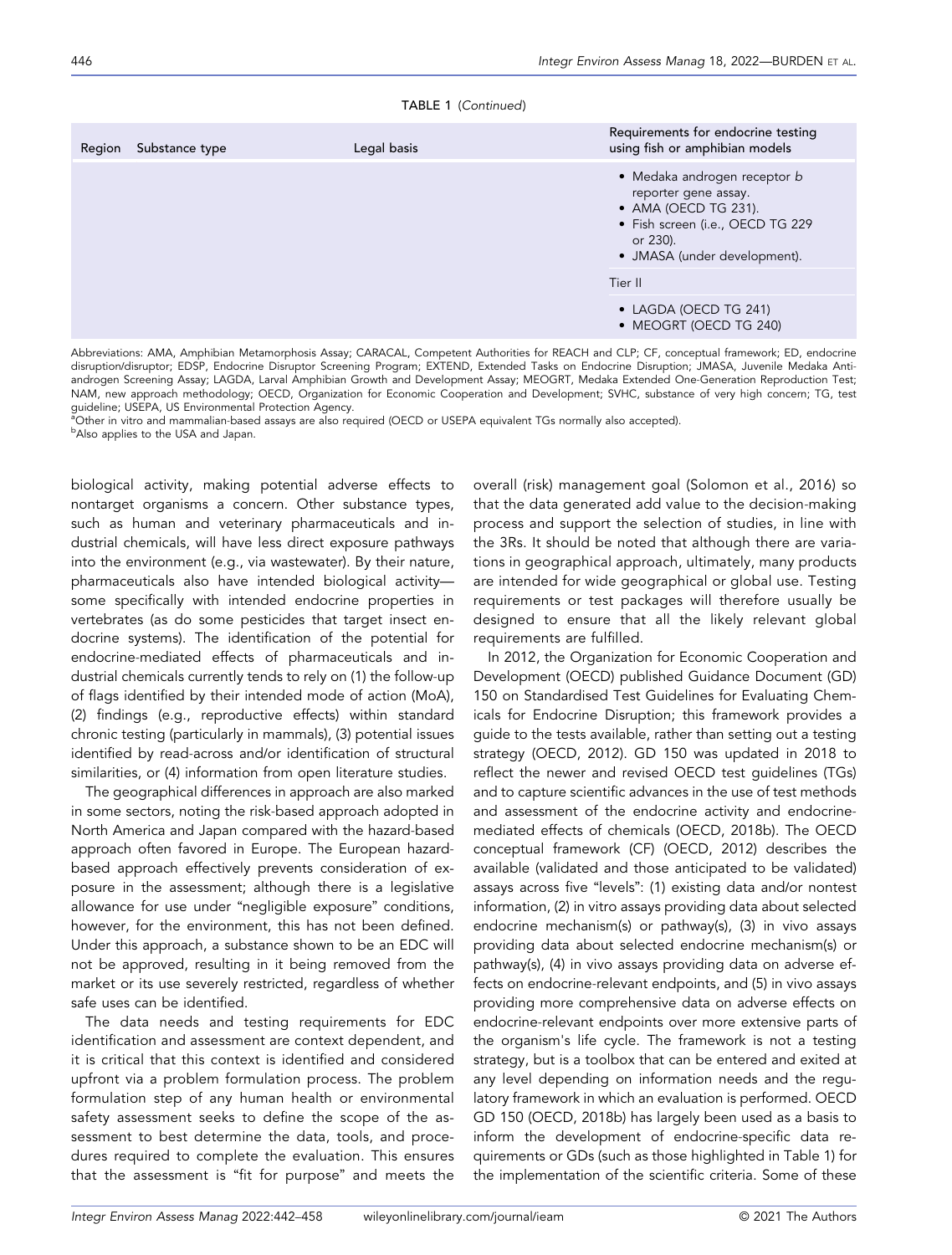TABLE 1 (Continued)

| Region | Substance type | Legal basis | Requirements for endocrine testing using fish or amphibian models |
|---|---|---|---|
| | | | • Medaka androgen receptor [b] reporter gene assay.<br>• AMA (OECD TG 231).<br>• Fish screen (i.e., OECD TG 229 or 230).<br>• JMASA (under development). |
| | | | Tier II |
| | | | • LAGDA (OECD TG 241)<br>• MEOGRT (OECD TG 240) |

Abbreviations: AMA, Amphibian Metamorphosis Assay; CARACAL, Competent Authorities for REACH and CLP; CF, conceptual framework; ED, endocrine disruption/disruptor; EDSP, Endocrine Disruptor Screening Program; EXTEND, Extended Tasks on Endocrine Disruption; JMASA, Juvenile Medaka Anti-androgen Screening Assay; LAGDA, Larval Amphibian Growth and Development Assay; MEOGRT, Medaka Extended One-Generation Reproduction Test; NAM, new approach methodology; OECD, Organization for Economic Cooperation and Development; SVHC, substance of very high concern; TG, test guideline; USEPA, US Environmental Protection Agency.

[a]Other in vitro and mammalian-based assays are also required (OECD or USEPA equivalent TGs normally also accepted).

[b]Also applies to the USA and Japan.

biological activity, making potential adverse effects to nontarget organisms a concern. Other substance types, such as human and veterinary pharmaceuticals and industrial chemicals, will have less direct exposure pathways into the environment (e.g., via wastewater). By their nature, pharmaceuticals also have intended biological activity—some specifically with intended endocrine properties in vertebrates (as do some pesticides that target insect endocrine systems). The identification of the potential for endocrine-mediated effects of pharmaceuticals and industrial chemicals currently tends to rely on (1) the follow-up of flags identified by their intended mode of action (MoA), (2) findings (e.g., reproductive effects) within standard chronic testing (particularly in mammals), (3) potential issues identified by read-across and/or identification of structural similarities, or (4) information from open literature studies.

The geographical differences in approach are also marked in some sectors, noting the risk-based approach adopted in North America and Japan compared with the hazard-based approach often favored in Europe. The European hazard-based approach effectively prevents consideration of exposure in the assessment; although there is a legislative allowance for use under "negligible exposure" conditions, however, for the environment, this has not been defined. Under this approach, a substance shown to be an EDC will not be approved, resulting in it being removed from the market or its use severely restricted, regardless of whether safe uses can be identified.

The data needs and testing requirements for EDC identification and assessment are context dependent, and it is critical that this context is identified and considered upfront via a problem formulation process. The problem formulation step of any human health or environmental safety assessment seeks to define the scope of the assessment to best determine the data, tools, and procedures required to complete the evaluation. This ensures that the assessment is "fit for purpose" and meets the overall (risk) management goal (Solomon et al., 2016) so that the data generated add value to the decision-making process and support the selection of studies, in line with the 3Rs. It should be noted that although there are variations in geographical approach, ultimately, many products are intended for wide geographical or global use. Testing requirements or test packages will therefore usually be designed to ensure that all the likely relevant global requirements are fulfilled.

In 2012, the Organization for Economic Cooperation and Development (OECD) published Guidance Document (GD) 150 on Standardised Test Guidelines for Evaluating Chemicals for Endocrine Disruption; this framework provides a guide to the tests available, rather than setting out a testing strategy (OECD, 2012). GD 150 was updated in 2018 to reflect the newer and revised OECD test guidelines (TGs) and to capture scientific advances in the use of test methods and assessment of the endocrine activity and endocrine-mediated effects of chemicals (OECD, 2018b). The OECD conceptual framework (CF) (OECD, 2012) describes the available (validated and those anticipated to be validated) assays across five "levels": (1) existing data and/or nontest information, (2) in vitro assays providing data about selected endocrine mechanism(s) or pathway(s), (3) in vivo assays providing data about selected endocrine mechanism(s) or pathway(s), (4) in vivo assays providing data on adverse effects on endocrine-relevant endpoints, and (5) in vivo assays providing more comprehensive data on adverse effects on endocrine-relevant endpoints over more extensive parts of the organism's life cycle. The framework is not a testing strategy, but is a toolbox that can be entered and exited at any level depending on information needs and the regulatory framework in which an evaluation is performed. OECD GD 150 (OECD, 2018b) has largely been used as a basis to inform the development of endocrine-specific data requirements or GDs (such as those highlighted in Table 1) for the implementation of the scientific criteria. Some of these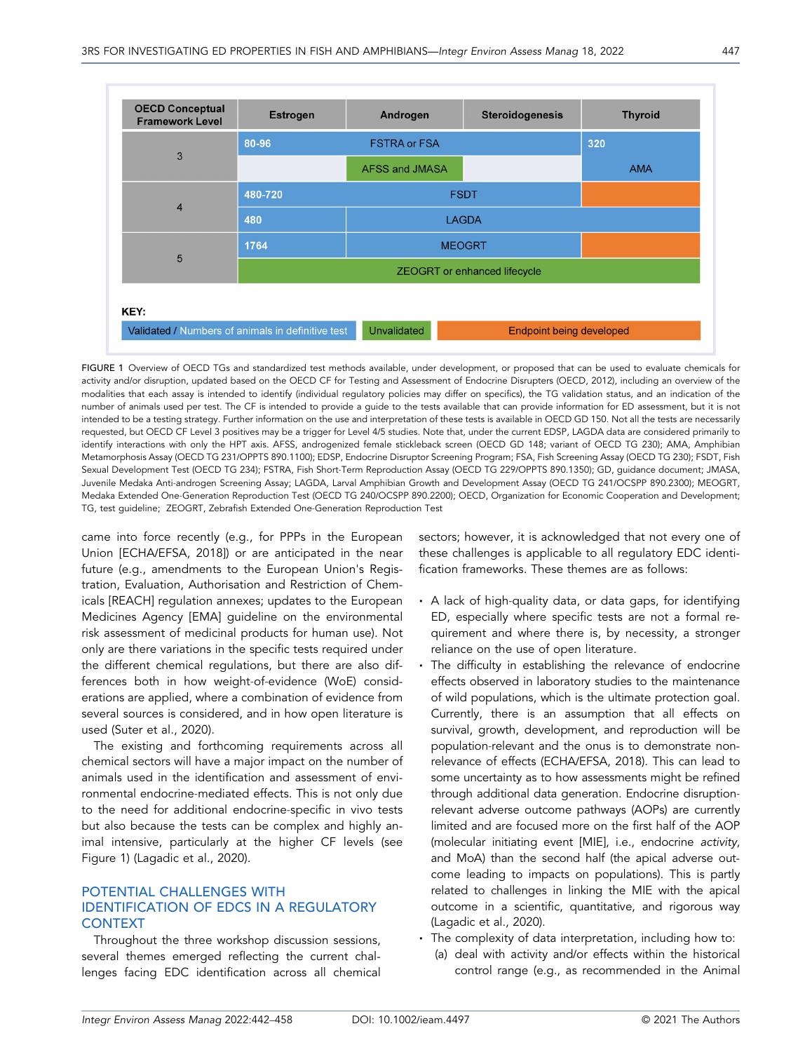| OECD Conceptual Framework Level | Estrogen | Androgen | Steroidogenesis | Thyroid |
|---|---|---|---|---|
| 3 | 80-96 | FSTRA or FSA | | 320 |
| | | AFSS and JMASA | | AMA |
| 4 | 480-720 | FSDT | | (Endpoint being developed) |
| | 480 | LAGDA | | |
| 5 | 1764 | MEOGRT | | (Endpoint being developed) |
| | ZEOGRT or enhanced lifecycle | | | |

KEY: Validated / Numbers of animals in definitive test; Unvalidated; Endpoint being developed

FIGURE 1 Overview of OECD TGs and standardized test methods available, under development, or proposed that can be used to evaluate chemicals for activity and/or disruption, updated based on the OECD CF for Testing and Assessment of Endocrine Disrupters (OECD, 2012), including an overview of the modalities that each assay is intended to identify (individual regulatory policies may differ on specifics), the TG validation status, and an indication of the number of animals used per test. The CF is intended to provide a guide to the tests available that can provide information for ED assessment, but it is not intended to be a testing strategy. Further information on the use and interpretation of these tests is available in OECD GD 150. Not all the tests are necessarily requested, but OECD CF Level 3 positives may be a trigger for Level 4/5 studies. Note that, under the current EDSP, LAGDA data are considered primarily to identify interactions with only the HPT axis. AFSS, androgenized female stickleback screen (OECD GD 148; variant of OECD TG 230); AMA, Amphibian Metamorphosis Assay (OECD TG 231/OPPTS 890.1100); EDSP, Endocrine Disruptor Screening Program; FSA, Fish Screening Assay (OECD TG 230); FSDT, Fish Sexual Development Test (OECD TG 234); FSTRA, Fish Short-Term Reproduction Assay (OECD TG 229/OPPTS 890.1350); GD, guidance document; JMASA, Juvenile Medaka Anti-androgen Screening Assay; LAGDA, Larval Amphibian Growth and Development Assay (OECD TG 241/OCSPP 890.2300); MEOGRT, Medaka Extended One-Generation Reproduction Test (OECD TG 240/OCSPP 890.2200); OECD, Organization for Economic Cooperation and Development; TG, test guideline; ZEOGRT, Zebrafish Extended One-Generation Reproduction Test

came into force recently (e.g., for PPPs in the European Union [ECHA/EFSA, 2018]) or are anticipated in the near future (e.g., amendments to the European Union's Registration, Evaluation, Authorisation and Restriction of Chemicals [REACH] regulation annexes; updates to the European Medicines Agency [EMA] guideline on the environmental risk assessment of medicinal products for human use). Not only are there variations in the specific tests required under the different chemical regulations, but there are also differences both in how weight-of-evidence (WoE) considerations are applied, where a combination of evidence from several sources is considered, and in how open literature is used (Suter et al., 2020).

The existing and forthcoming requirements across all chemical sectors will have a major impact on the number of animals used in the identification and assessment of environmental endocrine-mediated effects. This is not only due to the need for additional endocrine-specific in vivo tests but also because the tests can be complex and highly animal intensive, particularly at the higher CF levels (see Figure 1) (Lagadic et al., 2020).

## POTENTIAL CHALLENGES WITH IDENTIFICATION OF EDCS IN A REGULATORY CONTEXT

Throughout the three workshop discussion sessions, several themes emerged reflecting the current challenges facing EDC identification across all chemical sectors; however, it is acknowledged that not every one of these challenges is applicable to all regulatory EDC identification frameworks. These themes are as follows:

- A lack of high-quality data, or data gaps, for identifying ED, especially where specific tests are not a formal requirement and where there is, by necessity, a stronger reliance on the use of open literature.
- The difficulty in establishing the relevance of endocrine effects observed in laboratory studies to the maintenance of wild populations, which is the ultimate protection goal. Currently, there is an assumption that all effects on survival, growth, development, and reproduction will be population-relevant and the onus is to demonstrate non-relevance of effects (ECHA/EFSA, 2018). This can lead to some uncertainty as to how assessments might be refined through additional data generation. Endocrine disruption-relevant adverse outcome pathways (AOPs) are currently limited and are focused more on the first half of the AOP (molecular initiating event [MIE], i.e., endocrine *activity*, and MoA) than the second half (the apical adverse outcome leading to impacts on populations). This is partly related to challenges in linking the MIE with the apical outcome in a scientific, quantitative, and rigorous way (Lagadic et al., 2020).
- The complexity of data interpretation, including how to:
  - (a) deal with activity and/or effects within the historical control range (e.g., as recommended in the Animal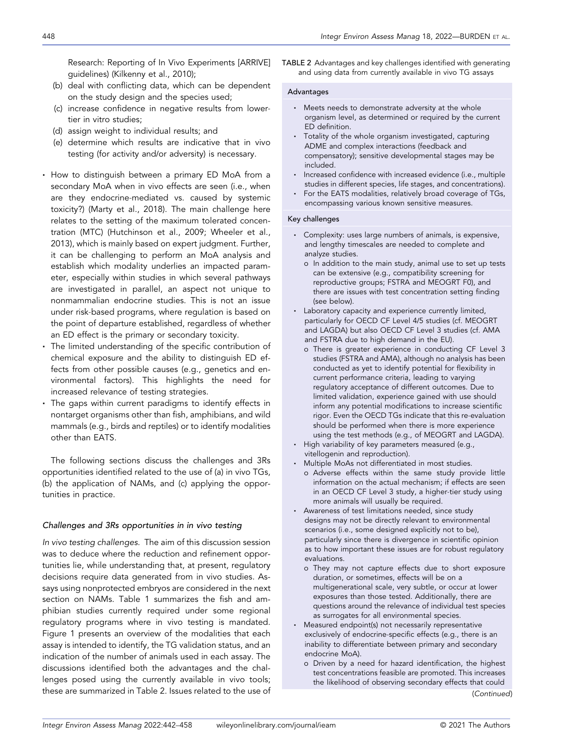Research: Reporting of In Vivo Experiments [ARRIVE] guidelines) (Kilkenny et al., 2010);

(b) deal with conflicting data, which can be dependent on the study design and the species used;

(c) increase confidence in negative results from lower-tier in vitro studies;

(d) assign weight to individual results; and

(e) determine which results are indicative that in vivo testing (for activity and/or adversity) is necessary.

- How to distinguish between a primary ED MoA from a secondary MoA when in vivo effects are seen (i.e., when are they endocrine-mediated vs. caused by systemic toxicity?) (Marty et al., 2018). The main challenge here relates to the setting of the maximum tolerated concentration (MTC) (Hutchinson et al., 2009; Wheeler et al., 2013), which is mainly based on expert judgment. Further, it can be challenging to perform an MoA analysis and establish which modality underlies an impacted parameter, especially within studies in which several pathways are investigated in parallel, an aspect not unique to nonmammalian endocrine studies. This is not an issue under risk-based programs, where regulation is based on the point of departure established, regardless of whether an ED effect is the primary or secondary toxicity.
- The limited understanding of the specific contribution of chemical exposure and the ability to distinguish ED effects from other possible causes (e.g., genetics and environmental factors). This highlights the need for increased relevance of testing strategies.
- The gaps within current paradigms to identify effects in nontarget organisms other than fish, amphibians, and wild mammals (e.g., birds and reptiles) or to identify modalities other than EATS.

The following sections discuss the challenges and 3Rs opportunities identified related to the use of (a) in vivo TGs, (b) the application of NAMs, and (c) applying the opportunities in practice.

### *Challenges and 3Rs opportunities in in vivo testing*

*In vivo testing challenges.* The aim of this discussion session was to deduce where the reduction and refinement opportunities lie, while understanding that, at present, regulatory decisions require data generated from in vivo studies. Assays using nonprotected embryos are considered in the next section on NAMs. Table 1 summarizes the fish and amphibian studies currently required under some regional regulatory programs where in vivo testing is mandated. Figure 1 presents an overview of the modalities that each assay is intended to identify, the TG validation status, and an indication of the number of animals used in each assay. The discussions identified both the advantages and the challenges posed using the currently available in vivo tools; these are summarized in Table 2. Issues related to the use of

**TABLE 2** Advantages and key challenges identified with generating and using data from currently available in vivo TG assays

| Advantages |
| --- |
| • Meets needs to demonstrate adversity at the whole organism level, as determined or required by the current ED definition.<br>• Totality of the whole organism investigated, capturing ADME and complex interactions (feedback and compensatory); sensitive developmental stages may be included.<br>• Increased confidence with increased evidence (i.e., multiple studies in different species, life stages, and concentrations).<br>• For the EATS modalities, relatively broad coverage of TGs, encompassing various known sensitive measures. |
| **Key challenges** |
| • Complexity: uses large numbers of animals, is expensive, and lengthy timescales are needed to complete and analyze studies.<br>o In addition to the main study, animal use to set up tests can be extensive (e.g., compatibility screening for reproductive groups; FSTRA and MEOGRT F0), and there are issues with test concentration setting finding (see below).<br>• Laboratory capacity and experience currently limited, particularly for OECD CF Level 4/5 studies (cf. MEOGRT and LAGDA) but also OECD CF Level 3 studies (cf. AMA and FSTRA due to high demand in the EU).<br>o There is greater experience in conducting CF Level 3 studies (FSTRA and AMA), although no analysis has been conducted as yet to identify potential for flexibility in current performance criteria, leading to varying regulatory acceptance of different outcomes. Due to limited validation, experience gained with use should inform any potential modifications to increase scientific rigor. Even the OECD TGs indicate that this re-evaluation should be performed when there is more experience using the test methods (e.g., of MEOGRT and LAGDA).<br>• High variability of key parameters measured (e.g., vitellogenin and reproduction).<br>• Multiple MoAs not differentiated in most studies.<br>o Adverse effects within the same study provide little information on the actual mechanism; if effects are seen in an OECD CF Level 3 study, a higher-tier study using more animals will usually be required.<br>• Awareness of test limitations needed, since study designs may not be directly relevant to environmental scenarios (i.e., some designed explicitly not to be), particularly since there is divergence in scientific opinion as to how important these issues are for robust regulatory evaluations.<br>o They may not capture effects due to short exposure duration, or sometimes, effects will be on a multigenerational scale, very subtle, or occur at lower exposures than those tested. Additionally, there are questions around the relevance of individual test species as surrogates for all environmental species.<br>• Measured endpoint(s) not necessarily representative exclusively of endocrine-specific effects (e.g., there is an inability to differentiate between primary and secondary endocrine MoA).<br>o Driven by a need for hazard identification, the highest test concentrations feasible are promoted. This increases the likelihood of observing secondary effects that could |

(*Continued*)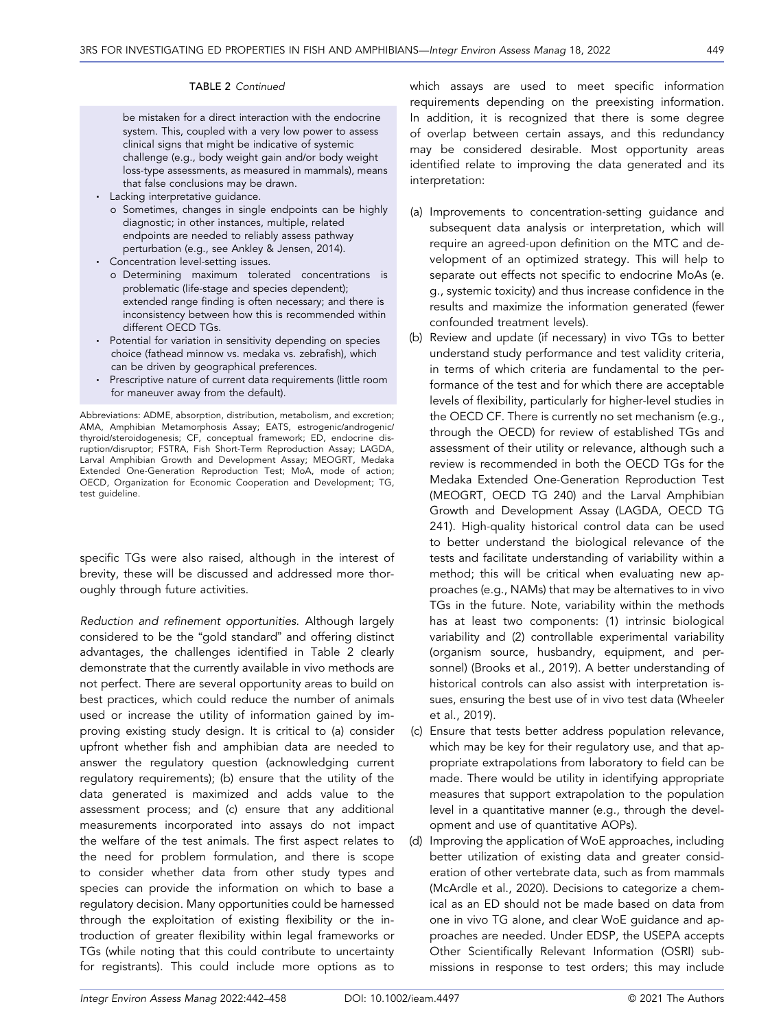TABLE 2 *Continued*

be mistaken for a direct interaction with the endocrine system. This, coupled with a very low power to assess clinical signs that might be indicative of systemic challenge (e.g., body weight gain and/or body weight loss-type assessments, as measured in mammals), means that false conclusions may be drawn.

- Lacking interpretative guidance.
  - o Sometimes, changes in single endpoints can be highly diagnostic; in other instances, multiple, related endpoints are needed to reliably assess pathway perturbation (e.g., see Ankley & Jensen, 2014).
- Concentration level-setting issues.
  - o Determining maximum tolerated concentrations is problematic (life-stage and species dependent); extended range finding is often necessary; and there is inconsistency between how this is recommended within different OECD TGs.
- Potential for variation in sensitivity depending on species choice (fathead minnow vs. medaka vs. zebrafish), which can be driven by geographical preferences.
- Prescriptive nature of current data requirements (little room for maneuver away from the default).

Abbreviations: ADME, absorption, distribution, metabolism, and excretion; AMA, Amphibian Metamorphosis Assay; EATS, estrogenic/androgenic/thyroid/steroidogenesis; CF, conceptual framework; ED, endocrine disruption/disruptor; FSTRA, Fish Short-Term Reproduction Assay; LAGDA, Larval Amphibian Growth and Development Assay; MEOGRT, Medaka Extended One-Generation Reproduction Test; MoA, mode of action; OECD, Organization for Economic Cooperation and Development; TG, test guideline.

specific TGs were also raised, although in the interest of brevity, these will be discussed and addressed more thoroughly through future activities.

*Reduction and refinement opportunities.* Although largely considered to be the "gold standard" and offering distinct advantages, the challenges identified in Table 2 clearly demonstrate that the currently available in vivo methods are not perfect. There are several opportunity areas to build on best practices, which could reduce the number of animals used or increase the utility of information gained by improving existing study design. It is critical to (a) consider upfront whether fish and amphibian data are needed to answer the regulatory question (acknowledging current regulatory requirements); (b) ensure that the utility of the data generated is maximized and adds value to the assessment process; and (c) ensure that any additional measurements incorporated into assays do not impact the welfare of the test animals. The first aspect relates to the need for problem formulation, and there is scope to consider whether data from other study types and species can provide the information on which to base a regulatory decision. Many opportunities could be harnessed through the exploitation of existing flexibility or the introduction of greater flexibility within legal frameworks or TGs (while noting that this could contribute to uncertainty for registrants). This could include more options as to which assays are used to meet specific information requirements depending on the preexisting information. In addition, it is recognized that there is some degree of overlap between certain assays, and this redundancy may be considered desirable. Most opportunity areas identified relate to improving the data generated and its interpretation:

(a) Improvements to concentration-setting guidance and subsequent data analysis or interpretation, which will require an agreed-upon definition on the MTC and development of an optimized strategy. This will help to separate out effects not specific to endocrine MoAs (e.g., systemic toxicity) and thus increase confidence in the results and maximize the information generated (fewer confounded treatment levels).

(b) Review and update (if necessary) in vivo TGs to better understand study performance and test validity criteria, in terms of which criteria are fundamental to the performance of the test and for which there are acceptable levels of flexibility, particularly for higher-level studies in the OECD CF. There is currently no set mechanism (e.g., through the OECD) for review of established TGs and assessment of their utility or relevance, although such a review is recommended in both the OECD TGs for the Medaka Extended One-Generation Reproduction Test (MEOGRT, OECD TG 240) and the Larval Amphibian Growth and Development Assay (LAGDA, OECD TG 241). High-quality historical control data can be used to better understand the biological relevance of the tests and facilitate understanding of variability within a method; this will be critical when evaluating new approaches (e.g., NAMs) that may be alternatives to in vivo TGs in the future. Note, variability within the methods has at least two components: (1) intrinsic biological variability and (2) controllable experimental variability (organism source, husbandry, equipment, and personnel) (Brooks et al., 2019). A better understanding of historical controls can also assist with interpretation issues, ensuring the best use of in vivo test data (Wheeler et al., 2019).

(c) Ensure that tests better address population relevance, which may be key for their regulatory use, and that appropriate extrapolations from laboratory to field can be made. There would be utility in identifying appropriate measures that support extrapolation to the population level in a quantitative manner (e.g., through the development and use of quantitative AOPs).

(d) Improving the application of WoE approaches, including better utilization of existing data and greater consideration of other vertebrate data, such as from mammals (McArdle et al., 2020). Decisions to categorize a chemical as an ED should not be made based on data from one in vivo TG alone, and clear WoE guidance and approaches are needed. Under EDSP, the USEPA accepts Other Scientifically Relevant Information (OSRI) submissions in response to test orders; this may include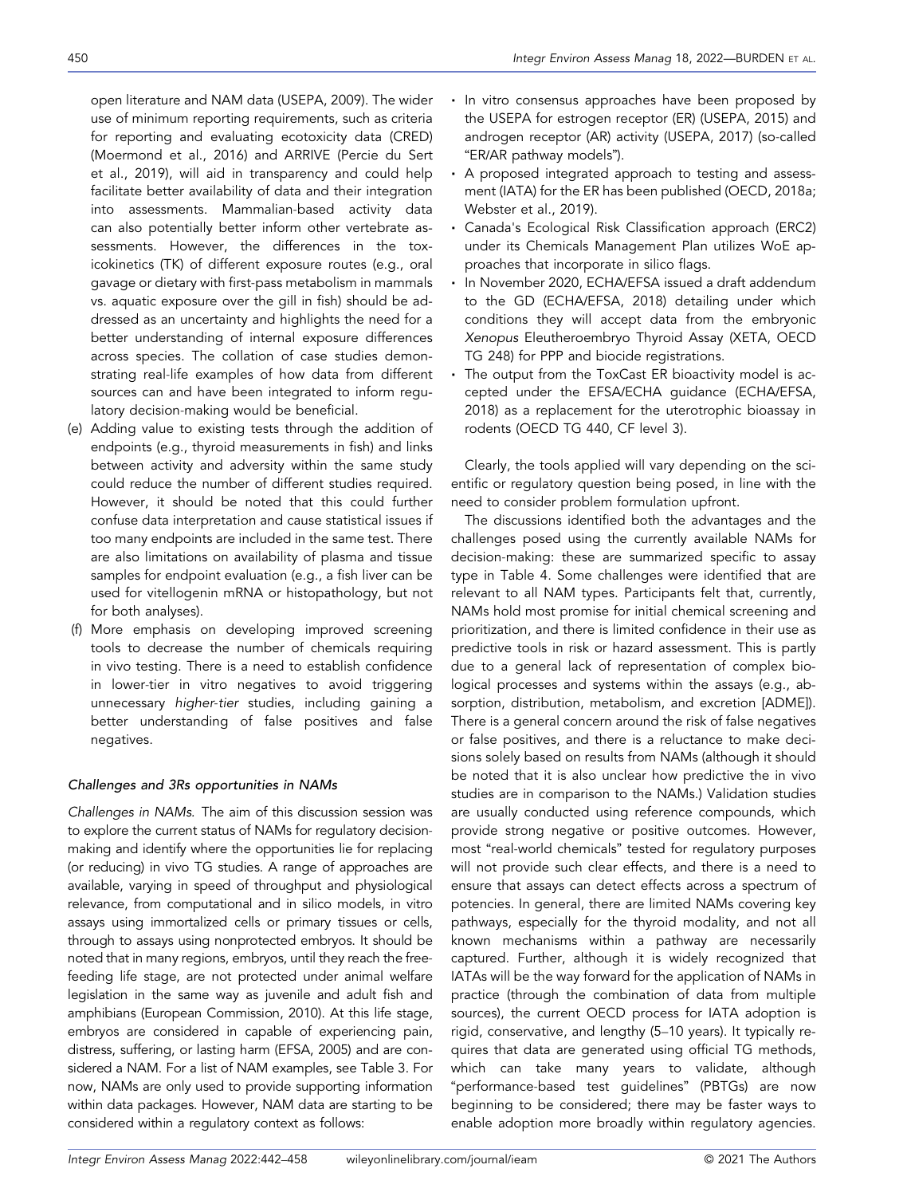open literature and NAM data (USEPA, 2009). The wider use of minimum reporting requirements, such as criteria for reporting and evaluating ecotoxicity data (CRED) (Moermond et al., 2016) and ARRIVE (Percie du Sert et al., 2019), will aid in transparency and could help facilitate better availability of data and their integration into assessments. Mammalian-based activity data can also potentially better inform other vertebrate assessments. However, the differences in the toxicokinetics (TK) of different exposure routes (e.g., oral gavage or dietary with first-pass metabolism in mammals vs. aquatic exposure over the gill in fish) should be addressed as an uncertainty and highlights the need for a better understanding of internal exposure differences across species. The collation of case studies demonstrating real-life examples of how data from different sources can and have been integrated to inform regulatory decision-making would be beneficial.

(e) Adding value to existing tests through the addition of endpoints (e.g., thyroid measurements in fish) and links between activity and adversity within the same study could reduce the number of different studies required. However, it should be noted that this could further confuse data interpretation and cause statistical issues if too many endpoints are included in the same test. There are also limitations on availability of plasma and tissue samples for endpoint evaluation (e.g., a fish liver can be used for vitellogenin mRNA or histopathology, but not for both analyses).

(f) More emphasis on developing improved screening tools to decrease the number of chemicals requiring in vivo testing. There is a need to establish confidence in lower-tier in vitro negatives to avoid triggering unnecessary *higher-tier* studies, including gaining a better understanding of false positives and false negatives.

### *Challenges and 3Rs opportunities in NAMs*

*Challenges in NAMs.* The aim of this discussion session was to explore the current status of NAMs for regulatory decision-making and identify where the opportunities lie for replacing (or reducing) in vivo TG studies. A range of approaches are available, varying in speed of throughput and physiological relevance, from computational and in silico models, in vitro assays using immortalized cells or primary tissues or cells, through to assays using nonprotected embryos. It should be noted that in many regions, embryos, until they reach the free-feeding life stage, are not protected under animal welfare legislation in the same way as juvenile and adult fish and amphibians (European Commission, 2010). At this life stage, embryos are considered in capable of experiencing pain, distress, suffering, or lasting harm (EFSA, 2005) and are considered a NAM. For a list of NAM examples, see Table 3. For now, NAMs are only used to provide supporting information within data packages. However, NAM data are starting to be considered within a regulatory context as follows:

- In vitro consensus approaches have been proposed by the USEPA for estrogen receptor (ER) (USEPA, 2015) and androgen receptor (AR) activity (USEPA, 2017) (so-called "ER/AR pathway models").
- A proposed integrated approach to testing and assessment (IATA) for the ER has been published (OECD, 2018a; Webster et al., 2019).
- Canada's Ecological Risk Classification approach (ERC2) under its Chemicals Management Plan utilizes WoE approaches that incorporate in silico flags.
- In November 2020, ECHA/EFSA issued a draft addendum to the GD (ECHA/EFSA, 2018) detailing under which conditions they will accept data from the embryonic *Xenopus* Eleutheroembryo Thyroid Assay (XETA, OECD TG 248) for PPP and biocide registrations.
- The output from the ToxCast ER bioactivity model is accepted under the EFSA/ECHA guidance (ECHA/EFSA, 2018) as a replacement for the uterotrophic bioassay in rodents (OECD TG 440, CF level 3).

Clearly, the tools applied will vary depending on the scientific or regulatory question being posed, in line with the need to consider problem formulation upfront.

The discussions identified both the advantages and the challenges posed using the currently available NAMs for decision-making: these are summarized specific to assay type in Table 4. Some challenges were identified that are relevant to all NAM types. Participants felt that, currently, NAMs hold most promise for initial chemical screening and prioritization, and there is limited confidence in their use as predictive tools in risk or hazard assessment. This is partly due to a general lack of representation of complex biological processes and systems within the assays (e.g., absorption, distribution, metabolism, and excretion [ADME]). There is a general concern around the risk of false negatives or false positives, and there is a reluctance to make decisions solely based on results from NAMs (although it should be noted that it is also unclear how predictive the in vivo studies are in comparison to the NAMs.) Validation studies are usually conducted using reference compounds, which provide strong negative or positive outcomes. However, most "real-world chemicals" tested for regulatory purposes will not provide such clear effects, and there is a need to ensure that assays can detect effects across a spectrum of potencies. In general, there are limited NAMs covering key pathways, especially for the thyroid modality, and not all known mechanisms within a pathway are necessarily captured. Further, although it is widely recognized that IATAs will be the way forward for the application of NAMs in practice (through the combination of data from multiple sources), the current OECD process for IATA adoption is rigid, conservative, and lengthy (5–10 years). It typically requires that data are generated using official TG methods, which can take many years to validate, although "performance-based test guidelines" (PBTGs) are now beginning to be considered; there may be faster ways to enable adoption more broadly within regulatory agencies.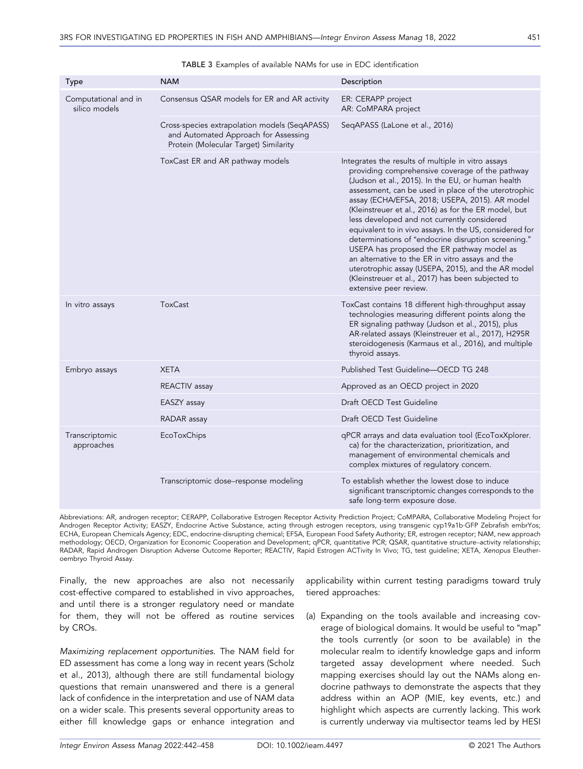TABLE 3 Examples of available NAMs for use in EDC identification

| Type | NAM | Description |
|---|---|---|
| Computational and in silico models | Consensus QSAR models for ER and AR activity | ER: CERAPP project<br>AR: CoMPARA project |
| | Cross-species extrapolation models (SeqAPASS) and Automated Approach for Assessing Protein (Molecular Target) Similarity | SeqAPASS (LaLone et al., 2016) |
| | ToxCast ER and AR pathway models | Integrates the results of multiple in vitro assays providing comprehensive coverage of the pathway (Judson et al., 2015). In the EU, or human health assessment, can be used in place of the uterotrophic assay (ECHA/EFSA, 2018; USEPA, 2015). AR model (Kleinstreuer et al., 2016) as for the ER model, but less developed and not currently considered equivalent to in vivo assays. In the US, considered for determinations of "endocrine disruption screening." USEPA has proposed the ER pathway model as an alternative to the ER in vitro assays and the uterotrophic assay (USEPA, 2015), and the AR model (Kleinstreuer et al., 2017) has been subjected to extensive peer review. |
| In vitro assays | ToxCast | ToxCast contains 18 different high-throughput assay technologies measuring different points along the ER signaling pathway (Judson et al., 2015), plus AR-related assays (Kleinstreuer et al., 2017), H295R steroidogenesis (Karmaus et al., 2016), and multiple thyroid assays. |
| Embryo assays | XETA | Published Test Guideline—OECD TG 248 |
| | REACTIV assay | Approved as an OECD project in 2020 |
| | EASZY assay | Draft OECD Test Guideline |
| | RADAR assay | Draft OECD Test Guideline |
| Transcriptomic approaches | EcoToxChips | qPCR arrays and data evaluation tool (EcoToxXplorer.ca) for the characterization, prioritization, and management of environmental chemicals and complex mixtures of regulatory concern. |
| | Transcriptomic dose–response modeling | To establish whether the lowest dose to induce significant transcriptomic changes corresponds to the safe long-term exposure dose. |

Abbreviations: AR, androgen receptor; CERAPP, Collaborative Estrogen Receptor Activity Prediction Project; CoMPARA, Collaborative Modeling Project for Androgen Receptor Activity; EASZY, Endocrine Active Substance, acting through estrogen receptors, using transgenic cyp19a1b-GFP Zebrafish embrYos; ECHA, European Chemicals Agency; EDC, endocrine-disrupting chemical; EFSA, European Food Safety Authority; ER, estrogen receptor; NAM, new approach methodology; OECD, Organization for Economic Cooperation and Development; qPCR, quantitative PCR; QSAR, quantitative structure–activity relationship; RADAR, Rapid Androgen Disruption Adverse Outcome Reporter; REACTIV, Rapid Estrogen ACTivity In Vivo; TG, test guideline; XETA, *Xenopus* Eleutheroembryo Thyroid Assay.

Finally, the new approaches are also not necessarily cost-effective compared to established in vivo approaches, and until there is a stronger regulatory need or mandate for them, they will not be offered as routine services by CROs.

*Maximizing replacement opportunities.* The NAM field for ED assessment has come a long way in recent years (Scholz et al., 2013), although there are still fundamental biology questions that remain unanswered and there is a general lack of confidence in the interpretation and use of NAM data on a wider scale. This presents several opportunity areas to either fill knowledge gaps or enhance integration and applicability within current testing paradigms toward truly tiered approaches:

(a) Expanding on the tools available and increasing coverage of biological domains. It would be useful to "map" the tools currently (or soon to be available) in the molecular realm to identify knowledge gaps and inform targeted assay development where needed. Such mapping exercises should lay out the NAMs along endocrine pathways to demonstrate the aspects that they address within an AOP (MIE, key events, etc.) and highlight which aspects are currently lacking. This work is currently underway via multisector teams led by HESI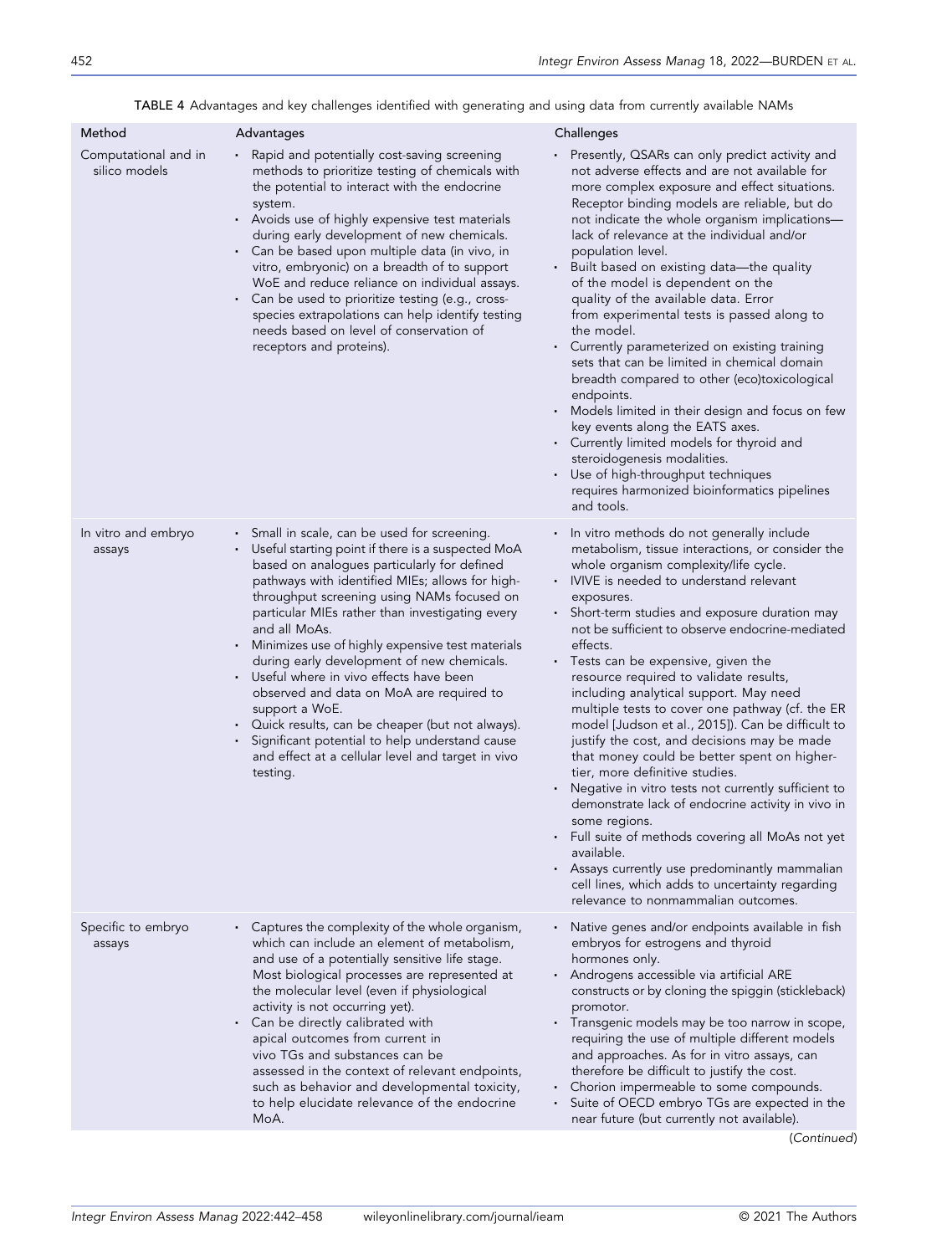TABLE 4 Advantages and key challenges identified with generating and using data from currently available NAMs

| Method | Advantages | Challenges |
|---|---|---|
| Computational and in silico models | • Rapid and potentially cost-saving screening methods to prioritize testing of chemicals with the potential to interact with the endocrine system.<br>• Avoids use of highly expensive test materials during early development of new chemicals.<br>• Can be based upon multiple data (in vivo, in vitro, embryonic) on a breadth of to support WoE and reduce reliance on individual assays.<br>• Can be used to prioritize testing (e.g., cross-species extrapolations can help identify testing needs based on level of conservation of receptors and proteins). | • Presently, QSARs can only predict activity and not adverse effects and are not available for more complex exposure and effect situations. Receptor binding models are reliable, but do not indicate the whole organism implications—lack of relevance at the individual and/or population level.<br>• Built based on existing data—the quality of the model is dependent on the quality of the available data. Error from experimental tests is passed along to the model.<br>• Currently parameterized on existing training sets that can be limited in chemical domain breadth compared to other (eco)toxicological endpoints.<br>• Models limited in their design and focus on few key events along the EATS axes.<br>• Currently limited models for thyroid and steroidogenesis modalities.<br>• Use of high-throughput techniques requires harmonized bioinformatics pipelines and tools. |
| In vitro and embryo assays | • Small in scale, can be used for screening.<br>• Useful starting point if there is a suspected MoA based on analogues particularly for defined pathways with identified MIEs; allows for high-throughput screening using NAMs focused on particular MIEs rather than investigating every and all MoAs.<br>• Minimizes use of highly expensive test materials during early development of new chemicals.<br>• Useful where in vivo effects have been observed and data on MoA are required to support a WoE.<br>• Quick results, can be cheaper (but not always).<br>• Significant potential to help understand cause and effect at a cellular level and target in vivo testing. | • In vitro methods do not generally include metabolism, tissue interactions, or consider the whole organism complexity/life cycle.<br>• IVIVE is needed to understand relevant exposures.<br>• Short-term studies and exposure duration may not be sufficient to observe endocrine-mediated effects.<br>• Tests can be expensive, given the resource required to validate results, including analytical support. May need multiple tests to cover one pathway (cf. the ER model [Judson et al., 2015]). Can be difficult to justify the cost, and decisions may be made that money could be better spent on higher-tier, more definitive studies.<br>• Negative in vitro tests not currently sufficient to demonstrate lack of endocrine activity in vivo in some regions.<br>• Full suite of methods covering all MoAs not yet available.<br>• Assays currently use predominantly mammalian cell lines, which adds to uncertainty regarding relevance to nonmammalian outcomes. |
| Specific to embryo assays | • Captures the complexity of the whole organism, which can include an element of metabolism, and use of a potentially sensitive life stage. Most biological processes are represented at the molecular level (even if physiological activity is not occurring yet).<br>• Can be directly calibrated with apical outcomes from current in vivo TGs and substances can be assessed in the context of relevant endpoints, such as behavior and developmental toxicity, to help elucidate relevance of the endocrine MoA. | • Native genes and/or endpoints available in fish embryos for estrogens and thyroid hormones only.<br>• Androgens accessible via artificial ARE constructs or by cloning the spiggin (stickleback) promotor.<br>• Transgenic models may be too narrow in scope, requiring the use of multiple different models and approaches. As for in vitro assays, can therefore be difficult to justify the cost.<br>• Chorion impermeable to some compounds.<br>• Suite of OECD embryo TGs are expected in the near future (but currently not available). |

(Continued)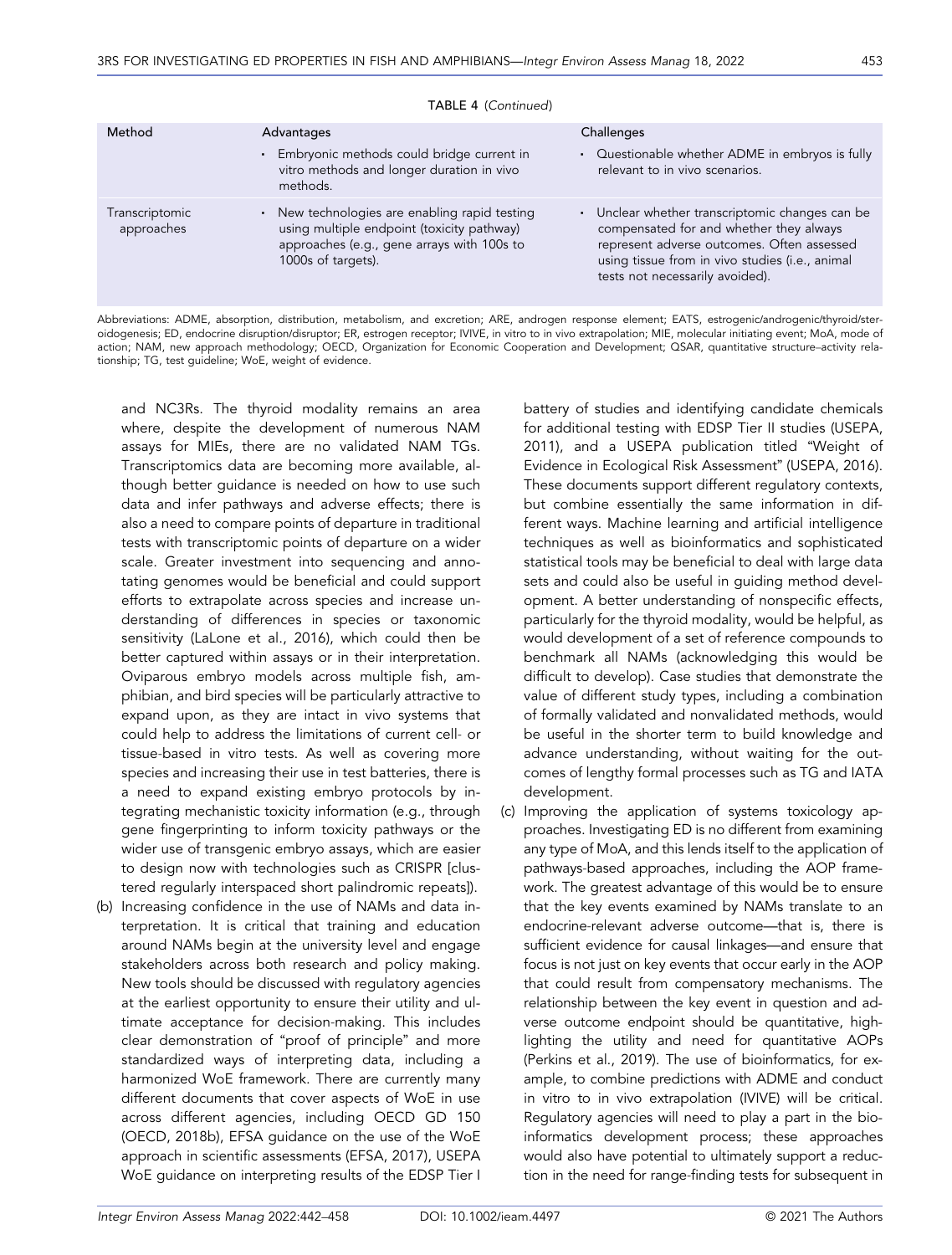TABLE 4 (Continued)

| Method | Advantages | Challenges |
|---|---|---|
| | • Embryonic methods could bridge current in vitro methods and longer duration in vivo methods. | • Questionable whether ADME in embryos is fully relevant to in vivo scenarios. |
| Transcriptomic approaches | • New technologies are enabling rapid testing using multiple endpoint (toxicity pathway) approaches (e.g., gene arrays with 100s to 1000s of targets). | • Unclear whether transcriptomic changes can be compensated for and whether they always represent adverse outcomes. Often assessed using tissue from in vivo studies (i.e., animal tests not necessarily avoided). |

Abbreviations: ADME, absorption, distribution, metabolism, and excretion; ARE, androgen response element; EATS, estrogenic/androgenic/thyroid/steroidogenesis; ED, endocrine disruption/disruptor; ER, estrogen receptor; IVIVE, in vitro to in vivo extrapolation; MIE, molecular initiating event; MoA, mode of action; NAM, new approach methodology; OECD, Organization for Economic Cooperation and Development; QSAR, quantitative structure–activity relationship; TG, test guideline; WoE, weight of evidence.

and NC3Rs. The thyroid modality remains an area where, despite the development of numerous NAM assays for MIEs, there are no validated NAM TGs. Transcriptomics data are becoming more available, although better guidance is needed on how to use such data and infer pathways and adverse effects; there is also a need to compare points of departure in traditional tests with transcriptomic points of departure on a wider scale. Greater investment into sequencing and annotating genomes would be beneficial and could support efforts to extrapolate across species and increase understanding of differences in species or taxonomic sensitivity (LaLone et al., 2016), which could then be better captured within assays or in their interpretation. Oviparous embryo models across multiple fish, amphibian, and bird species will be particularly attractive to expand upon, as they are intact in vivo systems that could help to address the limitations of current cell- or tissue-based in vitro tests. As well as covering more species and increasing their use in test batteries, there is a need to expand existing embryo protocols by integrating mechanistic toxicity information (e.g., through gene fingerprinting to inform toxicity pathways or the wider use of transgenic embryo assays, which are easier to design now with technologies such as CRISPR [clustered regularly interspaced short palindromic repeats]).

(b) Increasing confidence in the use of NAMs and data interpretation. It is critical that training and education around NAMs begin at the university level and engage stakeholders across both research and policy making. New tools should be discussed with regulatory agencies at the earliest opportunity to ensure their utility and ultimate acceptance for decision-making. This includes clear demonstration of "proof of principle" and more standardized ways of interpreting data, including a harmonized WoE framework. There are currently many different documents that cover aspects of WoE in use across different agencies, including OECD GD 150 (OECD, 2018b), EFSA guidance on the use of the WoE approach in scientific assessments (EFSA, 2017), USEPA WoE guidance on interpreting results of the EDSP Tier I battery of studies and identifying candidate chemicals for additional testing with EDSP Tier II studies (USEPA, 2011), and a USEPA publication titled "Weight of Evidence in Ecological Risk Assessment" (USEPA, 2016). These documents support different regulatory contexts, but combine essentially the same information in different ways. Machine learning and artificial intelligence techniques as well as bioinformatics and sophisticated statistical tools may be beneficial to deal with large data sets and could also be useful in guiding method development. A better understanding of nonspecific effects, particularly for the thyroid modality, would be helpful, as would development of a set of reference compounds to benchmark all NAMs (acknowledging this would be difficult to develop). Case studies that demonstrate the value of different study types, including a combination of formally validated and nonvalidated methods, would be useful in the shorter term to build knowledge and advance understanding, without waiting for the outcomes of lengthy formal processes such as TG and IATA development.

(c) Improving the application of systems toxicology approaches. Investigating ED is no different from examining any type of MoA, and this lends itself to the application of pathways-based approaches, including the AOP framework. The greatest advantage of this would be to ensure that the key events examined by NAMs translate to an endocrine-relevant adverse outcome—that is, there is sufficient evidence for causal linkages—and ensure that focus is not just on key events that occur early in the AOP that could result from compensatory mechanisms. The relationship between the key event in question and adverse outcome endpoint should be quantitative, highlighting the utility and need for quantitative AOPs (Perkins et al., 2019). The use of bioinformatics, for example, to combine predictions with ADME and conduct in vitro to in vivo extrapolation (IVIVE) will be critical. Regulatory agencies will need to play a part in the bioinformatics development process; these approaches would also have potential to ultimately support a reduction in the need for range-finding tests for subsequent in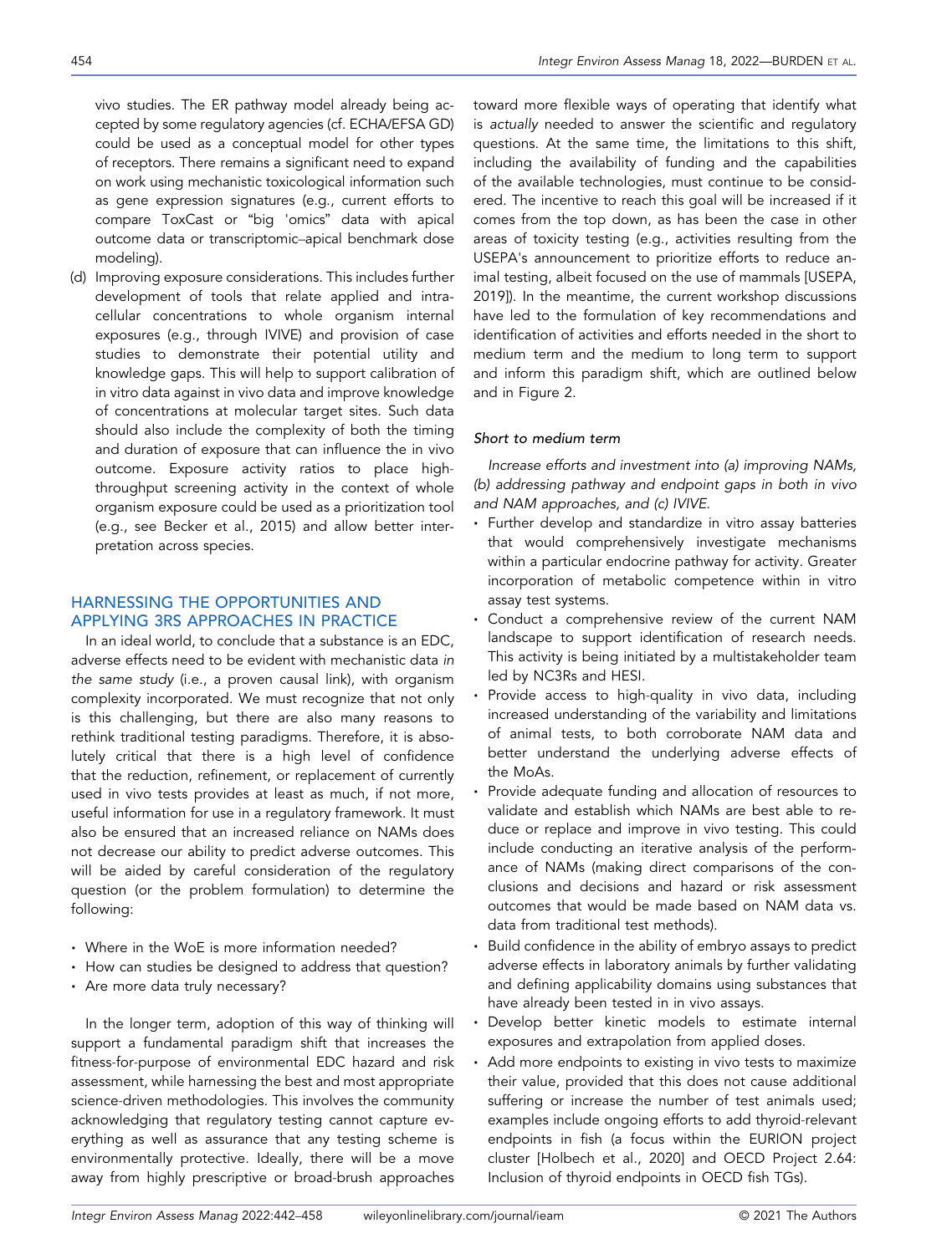vivo studies. The ER pathway model already being accepted by some regulatory agencies (cf. ECHA/EFSA GD) could be used as a conceptual model for other types of receptors. There remains a significant need to expand on work using mechanistic toxicological information such as gene expression signatures (e.g., current efforts to compare ToxCast or "big 'omics" data with apical outcome data or transcriptomic–apical benchmark dose modeling).

(d) Improving exposure considerations. This includes further development of tools that relate applied and intracellular concentrations to whole organism internal exposures (e.g., through IVIVE) and provision of case studies to demonstrate their potential utility and knowledge gaps. This will help to support calibration of in vitro data against in vivo data and improve knowledge of concentrations at molecular target sites. Such data should also include the complexity of both the timing and duration of exposure that can influence the in vivo outcome. Exposure activity ratios to place high-throughput screening activity in the context of whole organism exposure could be used as a prioritization tool (e.g., see Becker et al., 2015) and allow better interpretation across species.

## HARNESSING THE OPPORTUNITIES AND APPLYING 3RS APPROACHES IN PRACTICE

In an ideal world, to conclude that a substance is an EDC, adverse effects need to be evident with mechanistic data *in the same study* (i.e., a proven causal link), with organism complexity incorporated. We must recognize that not only is this challenging, but there are also many reasons to rethink traditional testing paradigms. Therefore, it is absolutely critical that there is a high level of confidence that the reduction, refinement, or replacement of currently used in vivo tests provides at least as much, if not more, useful information for use in a regulatory framework. It must also be ensured that an increased reliance on NAMs does not decrease our ability to predict adverse outcomes. This will be aided by careful consideration of the regulatory question (or the problem formulation) to determine the following:

- Where in the WoE is more information needed?
- How can studies be designed to address that question?
- Are more data truly necessary?

In the longer term, adoption of this way of thinking will support a fundamental paradigm shift that increases the fitness-for-purpose of environmental EDC hazard and risk assessment, while harnessing the best and most appropriate science-driven methodologies. This involves the community acknowledging that regulatory testing cannot capture everything as well as assurance that any testing scheme is environmentally protective. Ideally, there will be a move away from highly prescriptive or broad-brush approaches toward more flexible ways of operating that identify what is *actually* needed to answer the scientific and regulatory questions. At the same time, the limitations to this shift, including the availability of funding and the capabilities of the available technologies, must continue to be considered. The incentive to reach this goal will be increased if it comes from the top down, as has been the case in other areas of toxicity testing (e.g., activities resulting from the USEPA's announcement to prioritize efforts to reduce animal testing, albeit focused on the use of mammals [USEPA, 2019]). In the meantime, the current workshop discussions have led to the formulation of key recommendations and identification of activities and efforts needed in the short to medium term and the medium to long term to support and inform this paradigm shift, which are outlined below and in Figure 2.

### Short to medium term

*Increase efforts and investment into (a) improving NAMs, (b) addressing pathway and endpoint gaps in both in vivo and NAM approaches, and (c) IVIVE.*

- Further develop and standardize in vitro assay batteries that would comprehensively investigate mechanisms within a particular endocrine pathway for activity. Greater incorporation of metabolic competence within in vitro assay test systems.
- Conduct a comprehensive review of the current NAM landscape to support identification of research needs. This activity is being initiated by a multistakeholder team led by NC3Rs and HESI.
- Provide access to high-quality in vivo data, including increased understanding of the variability and limitations of animal tests, to both corroborate NAM data and better understand the underlying adverse effects of the MoAs.
- Provide adequate funding and allocation of resources to validate and establish which NAMs are best able to reduce or replace and improve in vivo testing. This could include conducting an iterative analysis of the performance of NAMs (making direct comparisons of the conclusions and decisions and hazard or risk assessment outcomes that would be made based on NAM data vs. data from traditional test methods).
- Build confidence in the ability of embryo assays to predict adverse effects in laboratory animals by further validating and defining applicability domains using substances that have already been tested in in vivo assays.
- Develop better kinetic models to estimate internal exposures and extrapolation from applied doses.
- Add more endpoints to existing in vivo tests to maximize their value, provided that this does not cause additional suffering or increase the number of test animals used; examples include ongoing efforts to add thyroid-relevant endpoints in fish (a focus within the EURION project cluster [Holbech et al., 2020] and OECD Project 2.64: Inclusion of thyroid endpoints in OECD fish TGs).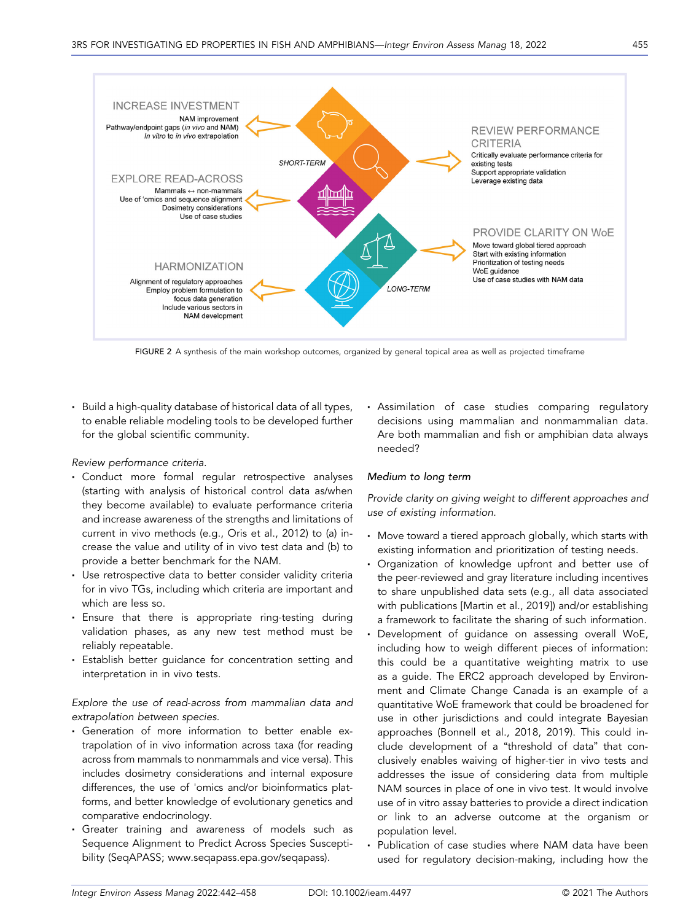FIGURE 2 A synthesis of the main workshop outcomes, organized by general topical area as well as projected timeframe

- Build a high-quality database of historical data of all types, to enable reliable modeling tools to be developed further for the global scientific community.

*Review performance criteria.*

- Conduct more formal regular retrospective analyses (starting with analysis of historical control data as/when they become available) to evaluate performance criteria and increase awareness of the strengths and limitations of current in vivo methods (e.g., Oris et al., 2012) to (a) increase the value and utility of in vivo test data and (b) to provide a better benchmark for the NAM.
- Use retrospective data to better consider validity criteria for in vivo TGs, including which criteria are important and which are less so.
- Ensure that there is appropriate ring-testing during validation phases, as any new test method must be reliably repeatable.
- Establish better guidance for concentration setting and interpretation in in vivo tests.

*Explore the use of read-across from mammalian data and extrapolation between species.*

- Generation of more information to better enable extrapolation of in vivo information across taxa (for reading across from mammals to nonmammals and vice versa). This includes dosimetry considerations and internal exposure differences, the use of 'omics and/or bioinformatics platforms, and better knowledge of evolutionary genetics and comparative endocrinology.
- Greater training and awareness of models such as Sequence Alignment to Predict Across Species Susceptibility (SeqAPASS; www.seqapass.epa.gov/seqapass).
- Assimilation of case studies comparing regulatory decisions using mammalian and nonmammalian data. Are both mammalian and fish or amphibian data always needed?

*Medium to long term*

*Provide clarity on giving weight to different approaches and use of existing information.*

- Move toward a tiered approach globally, which starts with existing information and prioritization of testing needs.
- Organization of knowledge upfront and better use of the peer-reviewed and gray literature including incentives to share unpublished data sets (e.g., all data associated with publications [Martin et al., 2019]) and/or establishing a framework to facilitate the sharing of such information.
- Development of guidance on assessing overall WoE, including how to weigh different pieces of information: this could be a quantitative weighting matrix to use as a guide. The ERC2 approach developed by Environment and Climate Change Canada is an example of a quantitative WoE framework that could be broadened for use in other jurisdictions and could integrate Bayesian approaches (Bonnell et al., 2018, 2019). This could include development of a "threshold of data" that conclusively enables waiving of higher-tier in vivo tests and addresses the issue of considering data from multiple NAM sources in place of one in vivo test. It would involve use of in vitro assay batteries to provide a direct indication or link to an adverse outcome at the organism or population level.
- Publication of case studies where NAM data have been used for regulatory decision-making, including how the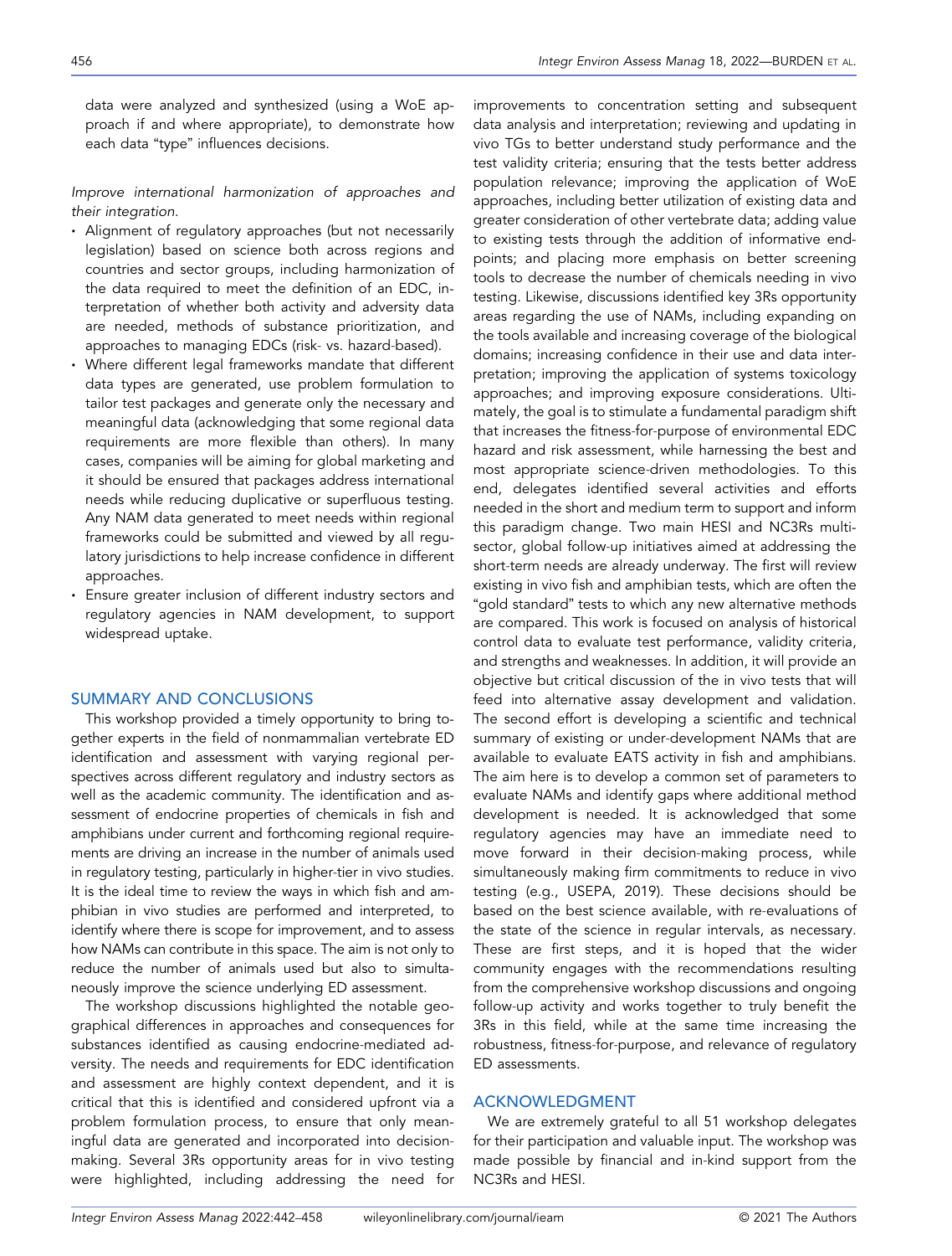data were analyzed and synthesized (using a WoE approach if and where appropriate), to demonstrate how each data "type" influences decisions.

*Improve international harmonization of approaches and their integration.*

- Alignment of regulatory approaches (but not necessarily legislation) based on science both across regions and countries and sector groups, including harmonization of the data required to meet the definition of an EDC, interpretation of whether both activity and adversity data are needed, methods of substance prioritization, and approaches to managing EDCs (risk- vs. hazard-based).
- Where different legal frameworks mandate that different data types are generated, use problem formulation to tailor test packages and generate only the necessary and meaningful data (acknowledging that some regional data requirements are more flexible than others). In many cases, companies will be aiming for global marketing and it should be ensured that packages address international needs while reducing duplicative or superfluous testing. Any NAM data generated to meet needs within regional frameworks could be submitted and viewed by all regulatory jurisdictions to help increase confidence in different approaches.
- Ensure greater inclusion of different industry sectors and regulatory agencies in NAM development, to support widespread uptake.

## SUMMARY AND CONCLUSIONS

This workshop provided a timely opportunity to bring together experts in the field of nonmammalian vertebrate ED identification and assessment with varying regional perspectives across different regulatory and industry sectors as well as the academic community. The identification and assessment of endocrine properties of chemicals in fish and amphibians under current and forthcoming regional requirements are driving an increase in the number of animals used in regulatory testing, particularly in higher-tier in vivo studies. It is the ideal time to review the ways in which fish and amphibian in vivo studies are performed and interpreted, to identify where there is scope for improvement, and to assess how NAMs can contribute in this space. The aim is not only to reduce the number of animals used but also to simultaneously improve the science underlying ED assessment.

The workshop discussions highlighted the notable geographical differences in approaches and consequences for substances identified as causing endocrine-mediated adversity. The needs and requirements for EDC identification and assessment are highly context dependent, and it is critical that this is identified and considered upfront via a problem formulation process, to ensure that only meaningful data are generated and incorporated into decision-making. Several 3Rs opportunity areas for in vivo testing were highlighted, including addressing the need for improvements to concentration setting and subsequent data analysis and interpretation; reviewing and updating in vivo TGs to better understand study performance and the test validity criteria; ensuring that the tests better address population relevance; improving the application of WoE approaches, including better utilization of existing data and greater consideration of other vertebrate data; adding value to existing tests through the addition of informative endpoints; and placing more emphasis on better screening tools to decrease the number of chemicals needing in vivo testing. Likewise, discussions identified key 3Rs opportunity areas regarding the use of NAMs, including expanding on the tools available and increasing coverage of the biological domains; increasing confidence in their use and data interpretation; improving the application of systems toxicology approaches; and improving exposure considerations. Ultimately, the goal is to stimulate a fundamental paradigm shift that increases the fitness-for-purpose of environmental EDC hazard and risk assessment, while harnessing the best and most appropriate science-driven methodologies. To this end, delegates identified several activities and efforts needed in the short and medium term to support and inform this paradigm change. Two main HESI and NC3Rs multisector, global follow-up initiatives aimed at addressing the short-term needs are already underway. The first will review existing in vivo fish and amphibian tests, which are often the "gold standard" tests to which any new alternative methods are compared. This work is focused on analysis of historical control data to evaluate test performance, validity criteria, and strengths and weaknesses. In addition, it will provide an objective but critical discussion of the in vivo tests that will feed into alternative assay development and validation. The second effort is developing a scientific and technical summary of existing or under-development NAMs that are available to evaluate EATS activity in fish and amphibians. The aim here is to develop a common set of parameters to evaluate NAMs and identify gaps where additional method development is needed. It is acknowledged that some regulatory agencies may have an immediate need to move forward in their decision-making process, while simultaneously making firm commitments to reduce in vivo testing (e.g., USEPA, 2019). These decisions should be based on the best science available, with re-evaluations of the state of the science in regular intervals, as necessary. These are first steps, and it is hoped that the wider community engages with the recommendations resulting from the comprehensive workshop discussions and ongoing follow-up activity and works together to truly benefit the 3Rs in this field, while at the same time increasing the robustness, fitness-for-purpose, and relevance of regulatory ED assessments.

## ACKNOWLEDGMENT

We are extremely grateful to all 51 workshop delegates for their participation and valuable input. The workshop was made possible by financial and in-kind support from the NC3Rs and HESI.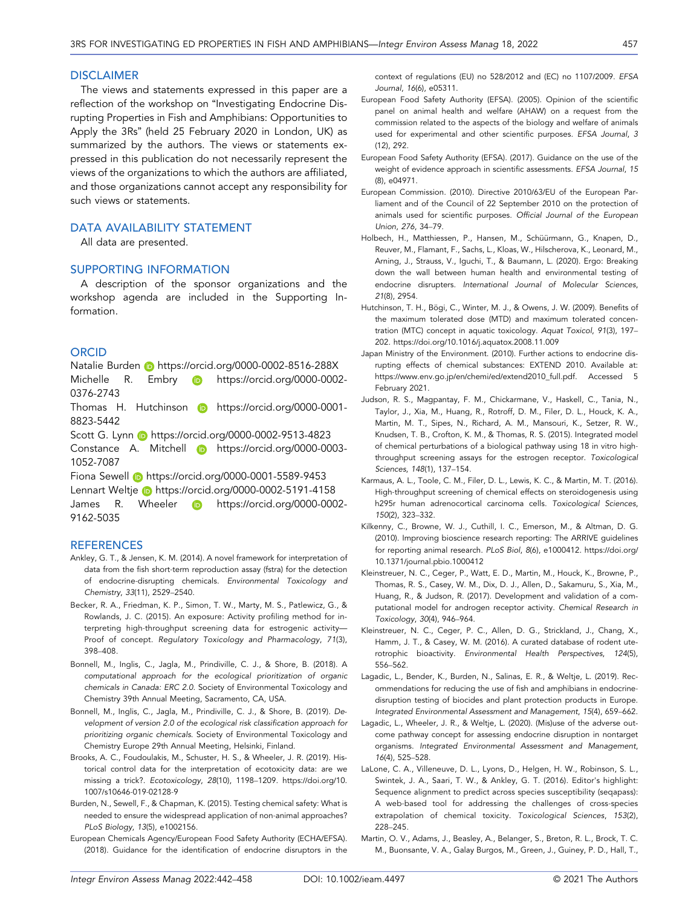## DISCLAIMER

The views and statements expressed in this paper are a reflection of the workshop on "Investigating Endocrine Disrupting Properties in Fish and Amphibians: Opportunities to Apply the 3Rs" (held 25 February 2020 in London, UK) as summarized by the authors. The views or statements expressed in this publication do not necessarily represent the views of the organizations to which the authors are affiliated, and those organizations cannot accept any responsibility for such views or statements.

## DATA AVAILABILITY STATEMENT

All data are presented.

## SUPPORTING INFORMATION

A description of the sponsor organizations and the workshop agenda are included in the Supporting Information.

## ORCID

Natalie Burden https://orcid.org/0000-0002-8516-288X
Michelle R. Embry https://orcid.org/0000-0002-0376-2743
Thomas H. Hutchinson https://orcid.org/0000-0001-8823-5442
Scott G. Lynn https://orcid.org/0000-0002-9513-4823
Constance A. Mitchell https://orcid.org/0000-0003-1052-7087
Fiona Sewell https://orcid.org/0000-0001-5589-9453
Lennart Weltje https://orcid.org/0000-0002-5191-4158
James R. Wheeler https://orcid.org/0000-0002-9162-5035

## REFERENCES

Ankley, G. T., & Jensen, K. M. (2014). A novel framework for interpretation of data from the fish short-term reproduction assay (fstra) for the detection of endocrine-disrupting chemicals. *Environmental Toxicology and Chemistry*, *33*(11), 2529–2540.

Becker, R. A., Friedman, K. P., Simon, T. W., Marty, M. S., Patlewicz, G., & Rowlands, J. C. (2015). An exposure: Activity profiling method for interpreting high-throughput screening data for estrogenic activity—Proof of concept. *Regulatory Toxicology and Pharmacology*, *71*(3), 398–408.

Bonnell, M., Inglis, C., Jagla, M., Prindiville, C. J., & Shore, B. (2018). *A computational approach for the ecological prioritization of organic chemicals in Canada: ERC 2.0.* Society of Environmental Toxicology and Chemistry 39th Annual Meeting, Sacramento, CA, USA.

Bonnell, M., Inglis, C., Jagla, M., Prindiville, C. J., & Shore, B. (2019). *Development of version 2.0 of the ecological risk classification approach for prioritizing organic chemicals.* Society of Environmental Toxicology and Chemistry Europe 29th Annual Meeting, Helsinki, Finland.

Brooks, A. C., Foudoulakis, M., Schuster, H. S., & Wheeler, J. R. (2019). Historical control data for the interpretation of ecotoxicity data: are we missing a trick?. *Ecotoxicology*, *28*(10), 1198–1209. https://doi.org/10.1007/s10646-019-02128-9

Burden, N., Sewell, F., & Chapman, K. (2015). Testing chemical safety: What is needed to ensure the widespread application of non-animal approaches? *PLoS Biology*, *13*(5), e1002156.

European Chemicals Agency/European Food Safety Authority (ECHA/EFSA). (2018). Guidance for the identification of endocrine disruptors in the context of regulations (EU) no 528/2012 and (EC) no 1107/2009. *EFSA Journal*, *16*(6), e05311.

European Food Safety Authority (EFSA). (2005). Opinion of the scientific panel on animal health and welfare (AHAW) on a request from the commission related to the aspects of the biology and welfare of animals used for experimental and other scientific purposes. *EFSA Journal*, *3* (12), 292.

European Food Safety Authority (EFSA). (2017). Guidance on the use of the weight of evidence approach in scientific assessments. *EFSA Journal*, *15* (8), e04971.

European Commission. (2010). Directive 2010/63/EU of the European Parliament and of the Council of 22 September 2010 on the protection of animals used for scientific purposes. *Official Journal of the European Union*, *276*, 34–79.

Holbech, H., Matthiessen, P., Hansen, M., Schüürmann, G., Knapen, D., Reuver, M., Flamant, F., Sachs, L., Kloas, W., Hilscherova, K., Leonard, M., Arning, J., Strauss, V., Iguchi, T., & Baumann, L. (2020). Ergo: Breaking down the wall between human health and environmental testing of endocrine disrupters. *International Journal of Molecular Sciences*, *21*(8), 2954.

Hutchinson, T. H., Bögi, C., Winter, M. J., & Owens, J. W. (2009). Benefits of the maximum tolerated dose (MTD) and maximum tolerated concentration (MTC) concept in aquatic toxicology. *Aquat Toxicol*, *91*(3), 197–202. https://doi.org/10.1016/j.aquatox.2008.11.009

Japan Ministry of the Environment. (2010). Further actions to endocrine disrupting effects of chemical substances: EXTEND 2010. Available at: https://www.env.go.jp/en/chemi/ed/extend2010_full.pdf. Accessed 5 February 2021.

Judson, R. S., Magpantay, F. M., Chickarmane, V., Haskell, C., Tania, N., Taylor, J., Xia, M., Huang, R., Rotroff, D. M., Filer, D. L., Houck, K. A., Martin, M. T., Sipes, N., Richard, A. M., Mansouri, K., Setzer, R. W., Knudsen, T. B., Crofton, K. M., & Thomas, R. S. (2015). Integrated model of chemical perturbations of a biological pathway using 18 in vitro high-throughput screening assays for the estrogen receptor. *Toxicological Sciences*, *148*(1), 137–154.

Karmaus, A. L., Toole, C. M., Filer, D. L., Lewis, K. C., & Martin, M. T. (2016). High-throughput screening of chemical effects on steroidogenesis using h295r human adrenocortical carcinoma cells. *Toxicological Sciences*, *150*(2), 323–332.

Kilkenny, C., Browne, W. J., Cuthill, I. C., Emerson, M., & Altman, D. G. (2010). Improving bioscience research reporting: The ARRIVE guidelines for reporting animal research. *PLoS Biol*, *8*(6), e1000412. https://doi.org/10.1371/journal.pbio.1000412

Kleinstreuer, N. C., Ceger, P., Watt, E. D., Martin, M., Houck, K., Browne, P., Thomas, R. S., Casey, W. M., Dix, D. J., Allen, D., Sakamuru, S., Xia, M., Huang, R., & Judson, R. (2017). Development and validation of a computational model for androgen receptor activity. *Chemical Research in Toxicology*, *30*(4), 946–964.

Kleinstreuer, N. C., Ceger, P. C., Allen, D. G., Strickland, J., Chang, X., Hamm, J. T., & Casey, W. M. (2016). A curated database of rodent uterotrophic bioactivity. *Environmental Health Perspectives*, *124*(5), 556–562.

Lagadic, L., Bender, K., Burden, N., Salinas, E. R., & Weltje, L. (2019). Recommendations for reducing the use of fish and amphibians in endocrine-disruption testing of biocides and plant protection products in Europe. *Integrated Environmental Assessment and Management*, *15*(4), 659–662.

Lagadic, L., Wheeler, J. R., & Weltje, L. (2020). (Mis)use of the adverse outcome pathway concept for assessing endocrine disruption in nontarget organisms. *Integrated Environmental Assessment and Management*, *16*(4), 525–528.

LaLone, C. A., Villeneuve, D. L., Lyons, D., Helgen, H. W., Robinson, S. L., Swintek, J. A., Saari, T. W., & Ankley, G. T. (2016). Editor's highlight: Sequence alignment to predict across species susceptibility (seqapass): A web-based tool for addressing the challenges of cross-species extrapolation of chemical toxicity. *Toxicological Sciences*, *153*(2), 228–245.

Martin, O. V., Adams, J., Beasley, A., Belanger, S., Breton, R. L., Brock, T. C. M., Buonsante, V. A., Galay Burgos, M., Green, J., Guiney, P. D., Hall, T.,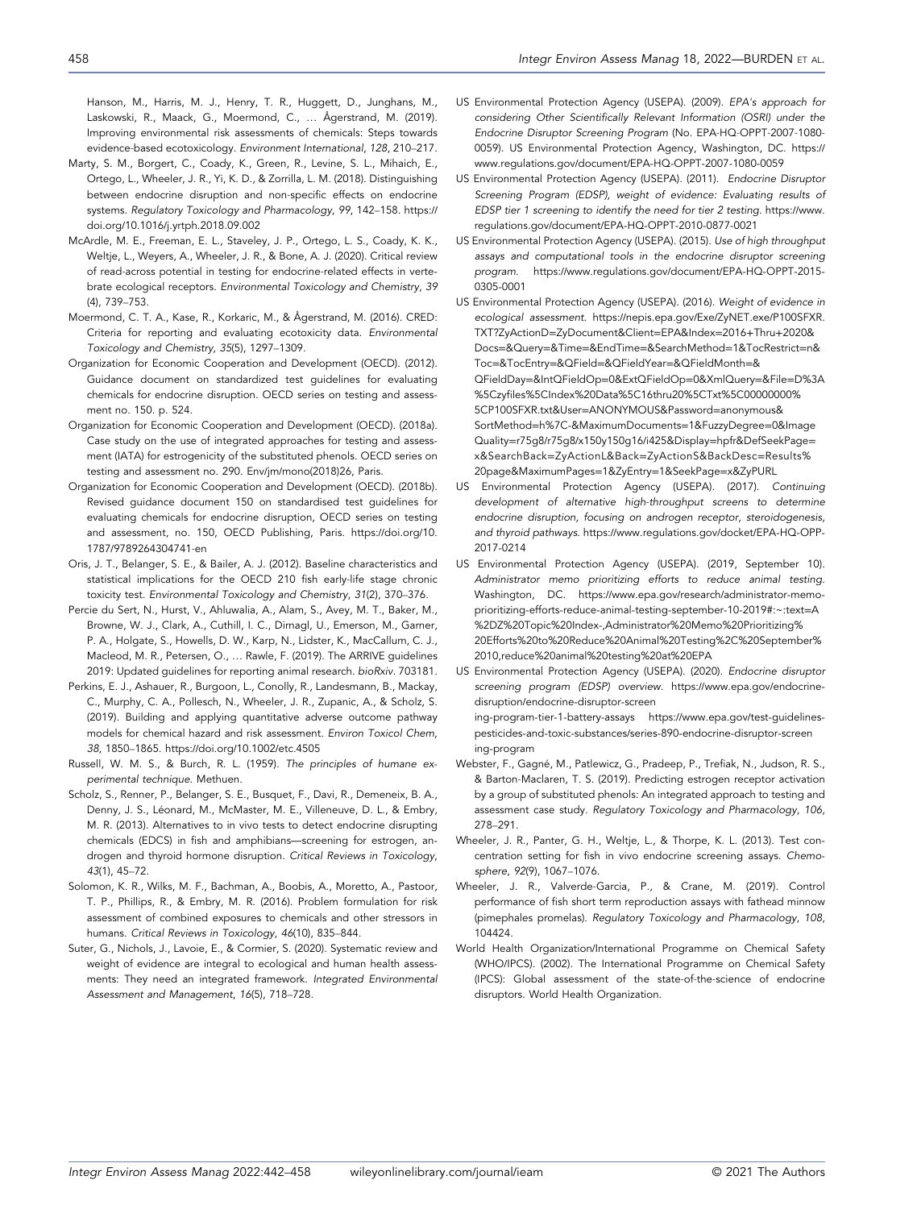Hanson, M., Harris, M. J., Henry, T. R., Huggett, D., Junghans, M., Laskowski, R., Maack, G., Moermond, C., … Ågerstrand, M. (2019). Improving environmental risk assessments of chemicals: Steps towards evidence-based ecotoxicology. *Environment International*, *128*, 210–217.

Marty, S. M., Borgert, C., Coady, K., Green, R., Levine, S. L., Mihaich, E., Ortego, L., Wheeler, J. R., Yi, K. D., & Zorrilla, L. M. (2018). Distinguishing between endocrine disruption and non-specific effects on endocrine systems. *Regulatory Toxicology and Pharmacology*, *99*, 142–158. https://doi.org/10.1016/j.yrtph.2018.09.002

McArdle, M. E., Freeman, E. L., Staveley, J. P., Ortego, L. S., Coady, K. K., Weltje, L., Weyers, A., Wheeler, J. R., & Bone, A. J. (2020). Critical review of read-across potential in testing for endocrine-related effects in vertebrate ecological receptors. *Environmental Toxicology and Chemistry*, *39* (4), 739–753.

Moermond, C. T. A., Kase, R., Korkaric, M., & Ågerstrand, M. (2016). CRED: Criteria for reporting and evaluating ecotoxicity data. *Environmental Toxicology and Chemistry*, *35*(5), 1297–1309.

Organization for Economic Cooperation and Development (OECD). (2012). Guidance document on standardized test guidelines for evaluating chemicals for endocrine disruption. OECD series on testing and assessment no. 150. p. 524.

Organization for Economic Cooperation and Development (OECD). (2018a). Case study on the use of integrated approaches for testing and assessment (IATA) for estrogenicity of the substituted phenols. OECD series on testing and assessment no. 290. Env/jm/mono(2018)26, Paris.

Organization for Economic Cooperation and Development (OECD). (2018b). Revised guidance document 150 on standardised test guidelines for evaluating chemicals for endocrine disruption, OECD series on testing and assessment, no. 150, OECD Publishing, Paris. https://doi.org/10.1787/9789264304741-en

Oris, J. T., Belanger, S. E., & Bailer, A. J. (2012). Baseline characteristics and statistical implications for the OECD 210 fish early-life stage chronic toxicity test. *Environmental Toxicology and Chemistry*, *31*(2), 370–376.

Percie du Sert, N., Hurst, V., Ahluwalia, A., Alam, S., Avey, M. T., Baker, M., Browne, W. J., Clark, A., Cuthill, I. C., Dirnagl, U., Emerson, M., Garner, P. A., Holgate, S., Howells, D. W., Karp, N., Lidster, K., MacCallum, C. J., Macleod, M. R., Petersen, O., … Rawle, F. (2019). The ARRIVE guidelines 2019: Updated guidelines for reporting animal research. *bioRxiv*. 703181.

Perkins, E. J., Ashauer, R., Burgoon, L., Conolly, R., Landesmann, B., Mackay, C., Murphy, C. A., Pollesch, N., Wheeler, J. R., Zupanic, A., & Scholz, S. (2019). Building and applying quantitative adverse outcome pathway models for chemical hazard and risk assessment. *Environ Toxicol Chem*, *38*, 1850–1865. https://doi.org/10.1002/etc.4505

Russell, W. M. S., & Burch, R. L. (1959). *The principles of humane experimental technique*. Methuen.

Scholz, S., Renner, P., Belanger, S. E., Busquet, F., Davi, R., Demeneix, B. A., Denny, J. S., Léonard, M., McMaster, M. E., Villeneuve, D. L., & Embry, M. R. (2013). Alternatives to in vivo tests to detect endocrine disrupting chemicals (EDCS) in fish and amphibians—screening for estrogen, androgen and thyroid hormone disruption. *Critical Reviews in Toxicology*, *43*(1), 45–72.

Solomon, K. R., Wilks, M. F., Bachman, A., Boobis, A., Moretto, A., Pastoor, T. P., Phillips, R., & Embry, M. R. (2016). Problem formulation for risk assessment of combined exposures to chemicals and other stressors in humans. *Critical Reviews in Toxicology*, *46*(10), 835–844.

Suter, G., Nichols, J., Lavoie, E., & Cormier, S. (2020). Systematic review and weight of evidence are integral to ecological and human health assessments: They need an integrated framework. *Integrated Environmental Assessment and Management*, *16*(5), 718–728.

US Environmental Protection Agency (USEPA). (2009). *EPA's approach for considering Other Scientifically Relevant Information (OSRI) under the Endocrine Disruptor Screening Program* (No. EPA-HQ-OPPT-2007-1080-0059). US Environmental Protection Agency, Washington, DC. https://www.regulations.gov/document/EPA-HQ-OPPT-2007-1080-0059

US Environmental Protection Agency (USEPA). (2011). *Endocrine Disruptor Screening Program (EDSP), weight of evidence: Evaluating results of EDSP tier 1 screening to identify the need for tier 2 testing*. https://www.regulations.gov/document/EPA-HQ-OPPT-2010-0877-0021

US Environmental Protection Agency (USEPA). (2015). *Use of high throughput assays and computational tools in the endocrine disruptor screening program*. https://www.regulations.gov/document/EPA-HQ-OPPT-2015-0305-0001

US Environmental Protection Agency (USEPA). (2016). *Weight of evidence in ecological assessment*. https://nepis.epa.gov/Exe/ZyNET.exe/P100SFXR.TXT?ZyActionD=ZyDocument&Client=EPA&Index=2016+Thru+2020&Docs=&Query=&Time=&EndTime=&SearchMethod=1&TocRestrict=n&Toc=&TocEntry=&QField=&QFieldYear=&QFieldMonth=&QFieldDay=&IntQFieldOp=0&ExtQFieldOp=0&XmlQuery=&File=D%3A%5Czyfiles%5CIndex%20Data%5C16thru20%5CTxt%5C00000000%5CP100SFXR.txt&User=ANONYMOUS&Password=anonymous&SortMethod=h%7C-&MaximumDocuments=1&FuzzyDegree=0&ImageQuality=r75g8/r75g8/x150y150g16/i425&Display=hpfr&DefSeekPage=x&SearchBack=ZyActionL&Back=ZyActionS&BackDesc=Results%20page&MaximumPages=1&ZyEntry=1&SeekPage=x&ZyPURL

US Environmental Protection Agency (USEPA). (2017). *Continuing development of alternative high-throughput screens to determine endocrine disruption, focusing on androgen receptor, steroidogenesis, and thyroid pathways*. https://www.regulations.gov/docket/EPA-HQ-OPP-2017-0214

US Environmental Protection Agency (USEPA). (2019, September 10). *Administrator memo prioritizing efforts to reduce animal testing*. Washington, DC. https://www.epa.gov/research/administrator-memo-prioritizing-efforts-reduce-animal-testing-september-10-2019#:~:text=A%2DZ%20Topic%20Index-,Administrator%20Memo%20Prioritizing%20Efforts%20to%20Reduce%20Animal%20Testing%2C%20September%2010,reduce%20animal%20testing%20at%20EPA

US Environmental Protection Agency (USEPA). (2020). *Endocrine disruptor screening program (EDSP) overview*. https://www.epa.gov/endocrine-disruption/endocrine-disruptor-screening-program-tier-1-battery-assays https://www.epa.gov/test-guidelines-pesticides-and-toxic-substances/series-890-endocrine-disruptor-screening-program

Webster, F., Gagné, M., Patlewicz, G., Pradeep, P., Trefiak, N., Judson, R. S., & Barton-Maclaren, T. S. (2019). Predicting estrogen receptor activation by a group of substituted phenols: An integrated approach to testing and assessment case study. *Regulatory Toxicology and Pharmacology*, *106*, 278–291.

Wheeler, J. R., Panter, G. H., Weltje, L., & Thorpe, K. L. (2013). Test concentration setting for fish in vivo endocrine screening assays. *Chemosphere*, *92*(9), 1067–1076.

Wheeler, J. R., Valverde-Garcia, P., & Crane, M. (2019). Control performance of fish short term reproduction assays with fathead minnow (pimephales promelas). *Regulatory Toxicology and Pharmacology*, *108*, 104424.

World Health Organization/International Programme on Chemical Safety (WHO/IPCS). (2002). The International Programme on Chemical Safety (IPCS): Global assessment of the state-of-the-science of endocrine disruptors. World Health Organization.